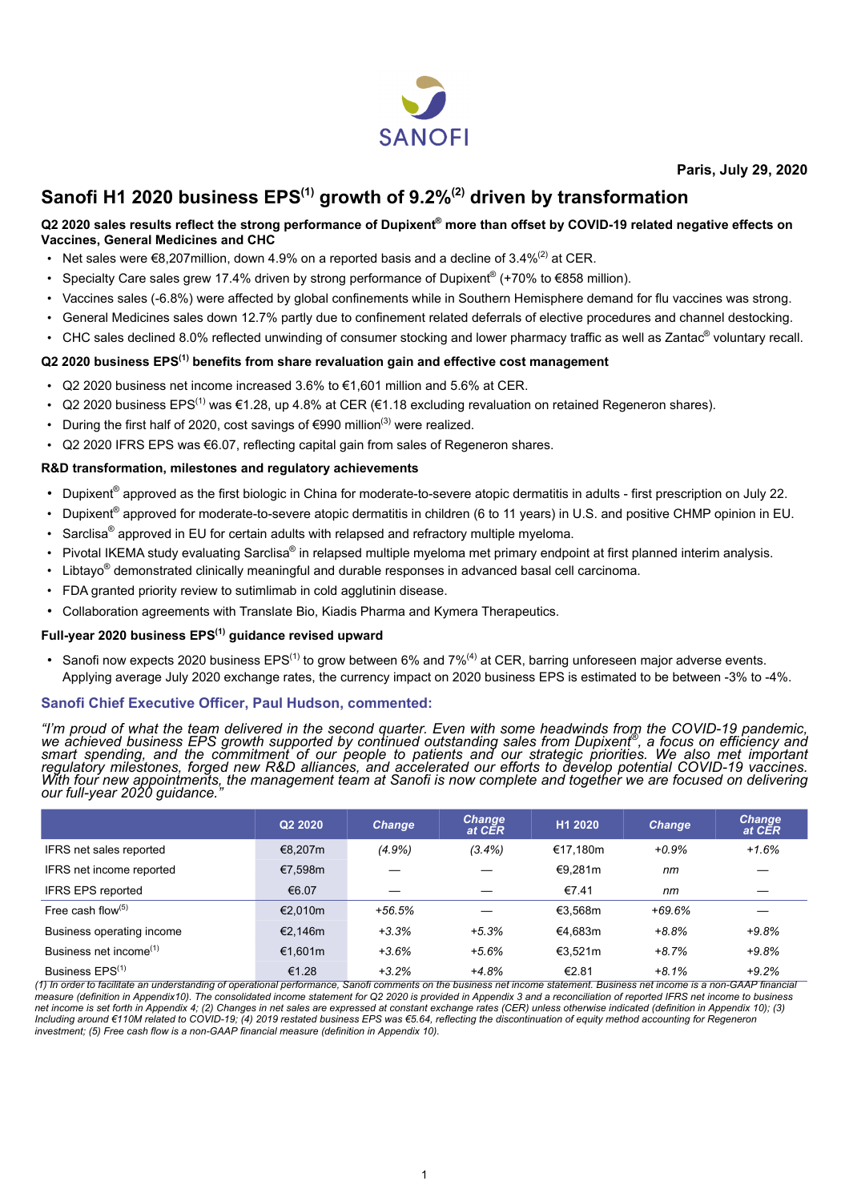SANOFI

**Paris, July 29, 2020**

# Sanofi H1 2020 business EPS[(1)] growth of 9.2%[(2)] driven by transformation

### Q2 2020 sales results reflect the strong performance of Dupixent® more than offset by COVID-19 related negative effects on Vaccines, General Medicines and CHC

- Net sales were €8,207million, down 4.9% on a reported basis and a decline of 3.4%[(2)] at CER.
- Specialty Care sales grew 17.4% driven by strong performance of Dupixent® (+70% to €858 million).
- Vaccines sales (-6.8%) were affected by global confinements while in Southern Hemisphere demand for flu vaccines was strong.
- General Medicines sales down 12.7% partly due to confinement related deferrals of elective procedures and channel destocking.
- CHC sales declined 8.0% reflected unwinding of consumer stocking and lower pharmacy traffic as well as Zantac® voluntary recall.

### Q2 2020 business EPS[(1)] benefits from share revaluation gain and effective cost management

- Q2 2020 business net income increased 3.6% to €1,601 million and 5.6% at CER.
- Q2 2020 business EPS[(1)] was €1.28, up 4.8% at CER (€1.18 excluding revaluation on retained Regeneron shares).
- During the first half of 2020, cost savings of €990 million[(3)] were realized.
- Q2 2020 IFRS EPS was €6.07, reflecting capital gain from sales of Regeneron shares.

### R&D transformation, milestones and regulatory achievements

- Dupixent® approved as the first biologic in China for moderate-to-severe atopic dermatitis in adults - first prescription on July 22.
- Dupixent® approved for moderate-to-severe atopic dermatitis in children (6 to 11 years) in U.S. and positive CHMP opinion in EU.
- Sarclisa® approved in EU for certain adults with relapsed and refractory multiple myeloma.
- Pivotal IKEMA study evaluating Sarclisa® in relapsed multiple myeloma met primary endpoint at first planned interim analysis.
- Libtayo® demonstrated clinically meaningful and durable responses in advanced basal cell carcinoma.
- FDA granted priority review to sutimlimab in cold agglutinin disease.
- Collaboration agreements with Translate Bio, Kiadis Pharma and Kymera Therapeutics.

### Full-year 2020 business EPS[(1)] guidance revised upward

- Sanofi now expects 2020 business EPS[(1)] to grow between 6% and 7%[(4)] at CER, barring unforeseen major adverse events. Applying average July 2020 exchange rates, the currency impact on 2020 business EPS is estimated to be between -3% to -4%.

### Sanofi Chief Executive Officer, Paul Hudson, commented:

*"I'm proud of what the team delivered in the second quarter. Even with some headwinds from the COVID-19 pandemic, we achieved business EPS growth supported by continued outstanding sales from Dupixent®, a focus on efficiency and smart spending, and the commitment of our people to patients and our strategic priorities. We also met important regulatory milestones, forged new R&D alliances, and accelerated our efforts to develop potential COVID-19 vaccines. With four new appointments, the management team at Sanofi is now complete and together we are focused on delivering our full-year 2020 guidance."*

| | Q2 2020 | Change | Change at CER | H1 2020 | Change | Change at CER |
|---|---|---|---|---|---|---|
| IFRS net sales reported | €8,207m | *(4.9%)* | *(3.4%)* | €17,180m | *+0.9%* | *+1.6%* |
| IFRS net income reported | €7,598m | — | — | €9,281m | *nm* | — |
| IFRS EPS reported | €6.07 | — | — | €7.41 | *nm* | — |
| Free cash flow[(5)] | €2,010m | *+56.5%* | — | €3,568m | *+69.6%* | — |
| Business operating income | €2,146m | *+3.3%* | *+5.3%* | €4,683m | *+8.8%* | *+9.8%* |
| Business net income[(1)] | €1,601m | *+3.6%* | *+5.6%* | €3,521m | *+8.7%* | *+9.8%* |
| Business EPS[(1)] | €1.28 | *+3.2%* | *+4.8%* | €2.81 | *+8.1%* | *+9.2%* |

*(1) In order to facilitate an understanding of operational performance, Sanofi comments on the business net income statement. Business net income is a non-GAAP financial measure (definition in Appendix10). The consolidated income statement for Q2 2020 is provided in Appendix 3 and a reconciliation of reported IFRS net income to business net income is set forth in Appendix 4; (2) Changes in net sales are expressed at constant exchange rates (CER) unless otherwise indicated (definition in Appendix 10); (3) Including around €110M related to COVID-19; (4) 2019 restated business EPS was €5.64, reflecting the discontinuation of equity method accounting for Regeneron investment; (5) Free cash flow is a non-GAAP financial measure (definition in Appendix 10).*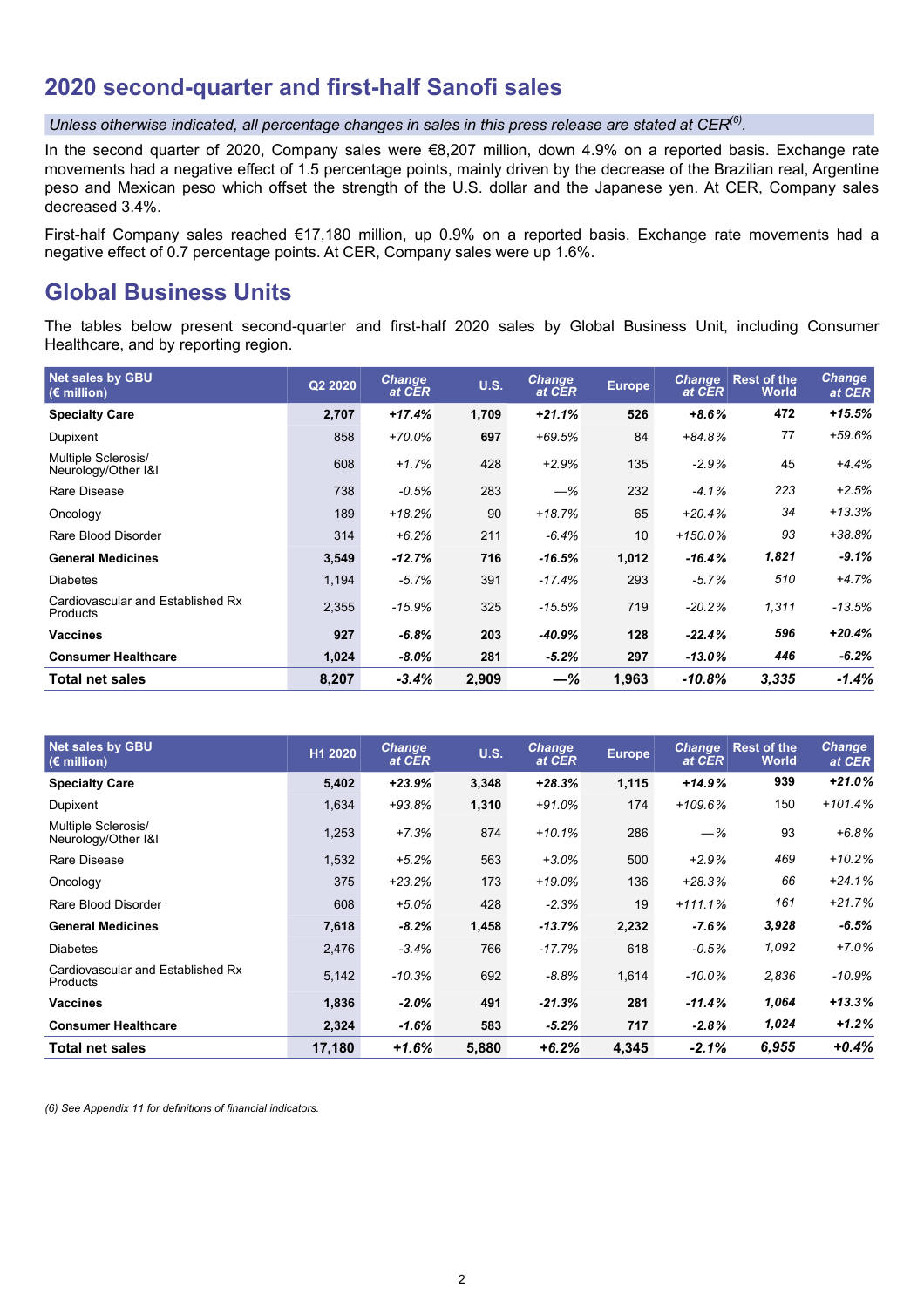## 2020 second-quarter and first-half Sanofi sales

*Unless otherwise indicated, all percentage changes in sales in this press release are stated at CER[(6)].*

In the second quarter of 2020, Company sales were €8,207 million, down 4.9% on a reported basis. Exchange rate movements had a negative effect of 1.5 percentage points, mainly driven by the decrease of the Brazilian real, Argentine peso and Mexican peso which offset the strength of the U.S. dollar and the Japanese yen. At CER, Company sales decreased 3.4%.

First-half Company sales reached €17,180 million, up 0.9% on a reported basis. Exchange rate movements had a negative effect of 0.7 percentage points. At CER, Company sales were up 1.6%.

## Global Business Units

The tables below present second-quarter and first-half 2020 sales by Global Business Unit, including Consumer Healthcare, and by reporting region.

| Net sales by GBU (€ million) | Q2 2020 | Change at CER | U.S. | Change at CER | Europe | Change at CER | Rest of the World | Change at CER |
|---|---|---|---|---|---|---|---|---|
| **Specialty Care** | **2,707** | ***+17.4%*** | **1,709** | ***+21.1%*** | **526** | ***+8.6%*** | **472** | ***+15.5%*** |
| Dupixent | 858 | *+70.0%* | **697** | *+69.5%* | 84 | *+84.8%* | 77 | *+59.6%* |
| Multiple Sclerosis/ Neurology/Other I&I | 608 | *+1.7%* | 428 | *+2.9%* | 135 | *-2.9%* | 45 | *+4.4%* |
| Rare Disease | 738 | *-0.5%* | 283 | *—%* | 232 | *-4.1%* | 223 | *+2.5%* |
| Oncology | 189 | *+18.2%* | 90 | *+18.7%* | 65 | *+20.4%* | 34 | *+13.3%* |
| Rare Blood Disorder | 314 | *+6.2%* | 211 | *-6.4%* | 10 | *+150.0%* | 93 | *+38.8%* |
| **General Medicines** | **3,549** | ***-12.7%*** | **716** | ***-16.5%*** | **1,012** | ***-16.4%*** | ***1,821*** | ***-9.1%*** |
| Diabetes | 1,194 | *-5.7%* | 391 | *-17.4%* | 293 | *-5.7%* | *510* | *+4.7%* |
| Cardiovascular and Established Rx Products | 2,355 | *-15.9%* | 325 | *-15.5%* | 719 | *-20.2%* | *1,311* | *-13.5%* |
| **Vaccines** | **927** | ***-6.8%*** | **203** | ***-40.9%*** | **128** | ***-22.4%*** | ***596*** | ***+20.4%*** |
| **Consumer Healthcare** | **1,024** | ***-8.0%*** | **281** | ***-5.2%*** | **297** | ***-13.0%*** | ***446*** | ***-6.2%*** |
| **Total net sales** | **8,207** | ***-3.4%*** | **2,909** | ***—%*** | **1,963** | ***-10.8%*** | ***3,335*** | ***-1.4%*** |

| Net sales by GBU (€ million) | H1 2020 | Change at CER | U.S. | Change at CER | Europe | Change at CER | Rest of the World | Change at CER |
|---|---|---|---|---|---|---|---|---|
| **Specialty Care** | **5,402** | ***+23.9%*** | **3,348** | ***+28.3%*** | **1,115** | ***+14.9%*** | **939** | ***+21.0%*** |
| Dupixent | 1,634 | *+93.8%* | **1,310** | *+91.0%* | 174 | *+109.6%* | 150 | *+101.4%* |
| Multiple Sclerosis/ Neurology/Other I&I | 1,253 | *+7.3%* | 874 | *+10.1%* | 286 | *—%* | 93 | *+6.8%* |
| Rare Disease | 1,532 | *+5.2%* | 563 | *+3.0%* | 500 | *+2.9%* | *469* | *+10.2%* |
| Oncology | 375 | *+23.2%* | 173 | *+19.0%* | 136 | *+28.3%* | *66* | *+24.1%* |
| Rare Blood Disorder | 608 | *+5.0%* | 428 | *-2.3%* | 19 | *+111.1%* | *161* | *+21.7%* |
| **General Medicines** | **7,618** | ***-8.2%*** | **1,458** | ***-13.7%*** | **2,232** | ***-7.6%*** | ***3,928*** | ***-6.5%*** |
| Diabetes | 2,476 | *-3.4%* | 766 | *-17.7%* | 618 | *-0.5%* | *1,092* | *+7.0%* |
| Cardiovascular and Established Rx Products | 5,142 | *-10.3%* | 692 | *-8.8%* | 1,614 | *-10.0%* | *2,836* | *-10.9%* |
| **Vaccines** | **1,836** | ***-2.0%*** | **491** | ***-21.3%*** | **281** | ***-11.4%*** | ***1,064*** | ***+13.3%*** |
| **Consumer Healthcare** | **2,324** | ***-1.6%*** | **583** | ***-5.2%*** | **717** | ***-2.8%*** | ***1,024*** | ***+1.2%*** |
| **Total net sales** | **17,180** | ***+1.6%*** | **5,880** | ***+6.2%*** | **4,345** | ***-2.1%*** | ***6,955*** | ***+0.4%*** |

*(6) See Appendix 11 for definitions of financial indicators.*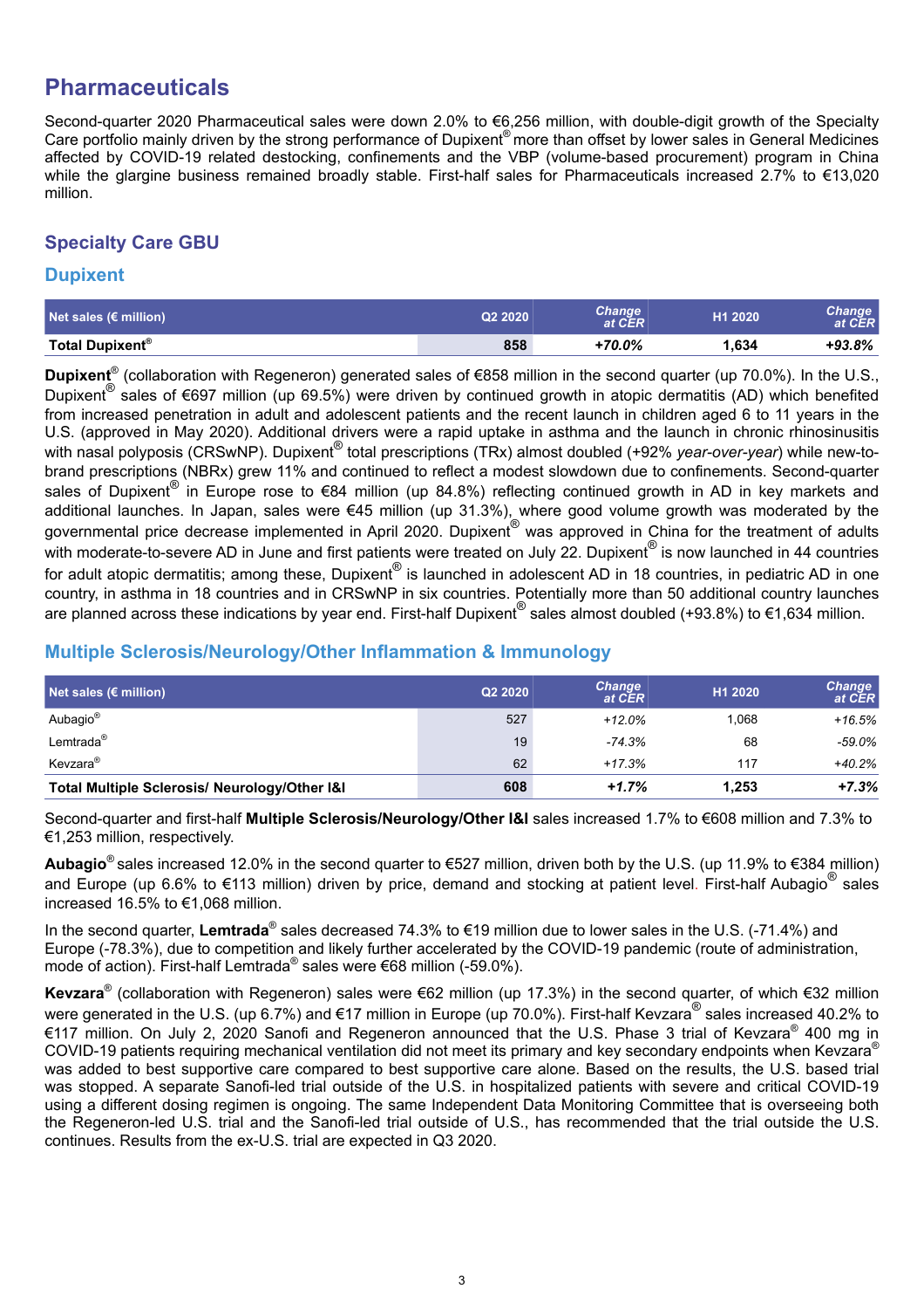# Pharmaceuticals

Second-quarter 2020 Pharmaceutical sales were down 2.0% to €6,256 million, with double-digit growth of the Specialty Care portfolio mainly driven by the strong performance of Dupixent® more than offset by lower sales in General Medicines affected by COVID-19 related destocking, confinements and the VBP (volume-based procurement) program in China while the glargine business remained broadly stable. First-half sales for Pharmaceuticals increased 2.7% to €13,020 million.

## Specialty Care GBU

### Dupixent

| Net sales (€ million) | Q2 2020 | Change at CER | H1 2020 | Change at CER |
|---|---|---|---|---|
| **Total Dupixent®** | **858** | ***+70.0%*** | **1,634** | ***+93.8%*** |

**Dupixent®** (collaboration with Regeneron) generated sales of €858 million in the second quarter (up 70.0%). In the U.S., Dupixent® sales of €697 million (up 69.5%) were driven by continued growth in atopic dermatitis (AD) which benefited from increased penetration in adult and adolescent patients and the recent launch in children aged 6 to 11 years in the U.S. (approved in May 2020). Additional drivers were a rapid uptake in asthma and the launch in chronic rhinosinusitis with nasal polyposis (CRSwNP). Dupixent® total prescriptions (TRx) almost doubled (+92% *year-over-year*) while new-to-brand prescriptions (NBRx) grew 11% and continued to reflect a modest slowdown due to confinements. Second-quarter sales of Dupixent® in Europe rose to €84 million (up 84.8%) reflecting continued growth in AD in key markets and additional launches. In Japan, sales were €45 million (up 31.3%), where good volume growth was moderated by the governmental price decrease implemented in April 2020. Dupixent® was approved in China for the treatment of adults with moderate-to-severe AD in June and first patients were treated on July 22. Dupixent® is now launched in 44 countries for adult atopic dermatitis; among these, Dupixent® is launched in adolescent AD in 18 countries, in pediatric AD in one country, in asthma in 18 countries and in CRSwNP in six countries. Potentially more than 50 additional country launches are planned across these indications by year end. First-half Dupixent® sales almost doubled (+93.8%) to €1,634 million.

### Multiple Sclerosis/Neurology/Other Inflammation & Immunology

| Net sales (€ million) | Q2 2020 | Change at CER | H1 2020 | Change at CER |
|---|---|---|---|---|
| Aubagio® | 527 | *+12.0%* | 1,068 | *+16.5%* |
| Lemtrada® | 19 | *-74.3%* | 68 | *-59.0%* |
| Kevzara® | 62 | *+17.3%* | 117 | *+40.2%* |
| **Total Multiple Sclerosis/ Neurology/Other I&I** | **608** | ***+1.7%*** | **1,253** | ***+7.3%*** |

Second-quarter and first-half **Multiple Sclerosis/Neurology/Other I&I** sales increased 1.7% to €608 million and 7.3% to €1,253 million, respectively.

**Aubagio®** sales increased 12.0% in the second quarter to €527 million, driven both by the U.S. (up 11.9% to €384 million) and Europe (up 6.6% to €113 million) driven by price, demand and stocking at patient level. First-half Aubagio® sales increased 16.5% to €1,068 million.

In the second quarter, **Lemtrada®** sales decreased 74.3% to €19 million due to lower sales in the U.S. (-71.4%) and Europe (-78.3%), due to competition and likely further accelerated by the COVID-19 pandemic (route of administration, mode of action). First-half Lemtrada® sales were €68 million (-59.0%).

**Kevzara®** (collaboration with Regeneron) sales were €62 million (up 17.3%) in the second quarter, of which €32 million were generated in the U.S. (up 6.7%) and €17 million in Europe (up 70.0%). First-half Kevzara® sales increased 40.2% to €117 million. On July 2, 2020 Sanofi and Regeneron announced that the U.S. Phase 3 trial of Kevzara® 400 mg in COVID-19 patients requiring mechanical ventilation did not meet its primary and key secondary endpoints when Kevzara® was added to best supportive care compared to best supportive care alone. Based on the results, the U.S. based trial was stopped. A separate Sanofi-led trial outside of the U.S. in hospitalized patients with severe and critical COVID-19 using a different dosing regimen is ongoing. The same Independent Data Monitoring Committee that is overseeing both the Regeneron-led U.S. trial and the Sanofi-led trial outside of U.S., has recommended that the trial outside the U.S. continues. Results from the ex-U.S. trial are expected in Q3 2020.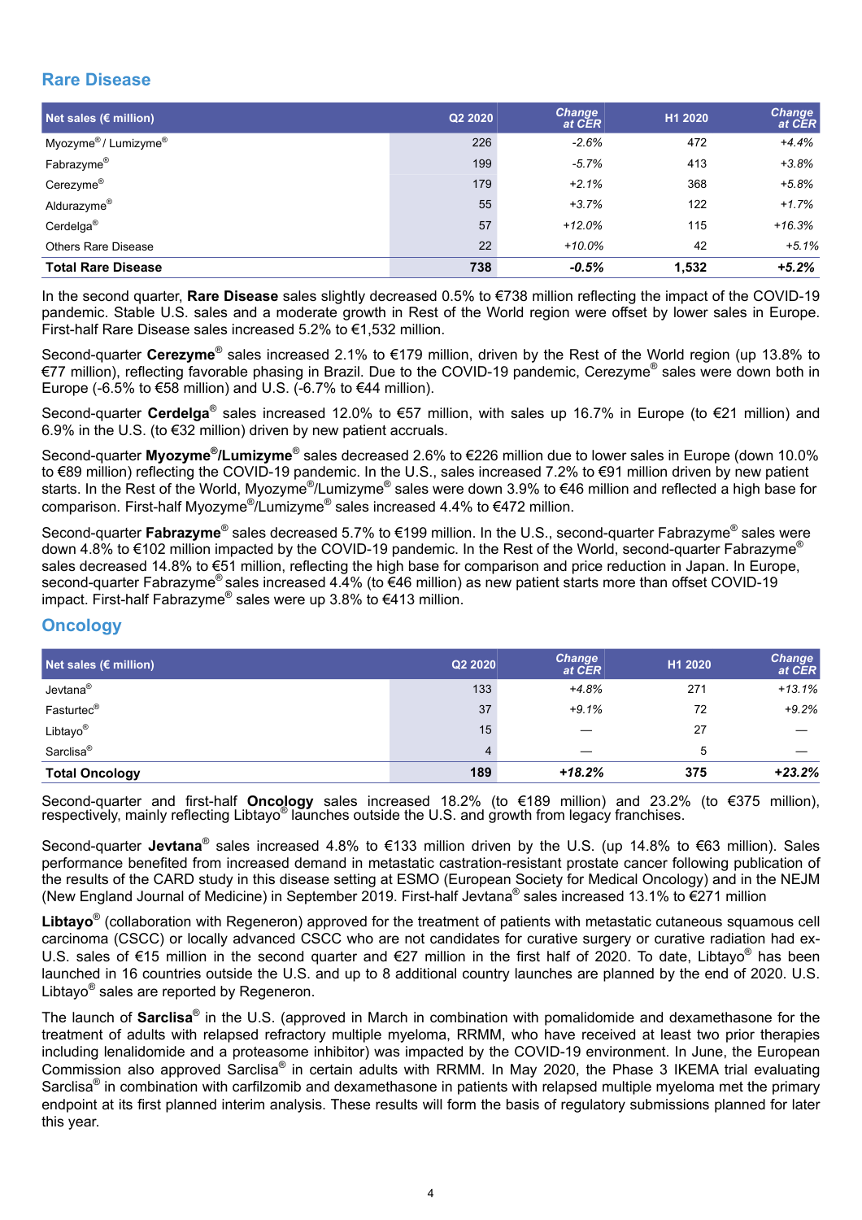## Rare Disease

| Net sales (€ million) | Q2 2020 | Change at CER | H1 2020 | Change at CER |
|---|---|---|---|---|
| Myozyme® / Lumizyme® | 226 | -2.6% | 472 | +4.4% |
| Fabrazyme® | 199 | -5.7% | 413 | +3.8% |
| Cerezyme® | 179 | +2.1% | 368 | +5.8% |
| Aldurazyme® | 55 | +3.7% | 122 | +1.7% |
| Cerdelga® | 57 | +12.0% | 115 | +16.3% |
| Others Rare Disease | 22 | +10.0% | 42 | +5.1% |
| **Total Rare Disease** | **738** | **-0.5%** | **1,532** | **+5.2%** |

In the second quarter, **Rare Disease** sales slightly decreased 0.5% to €738 million reflecting the impact of the COVID-19 pandemic. Stable U.S. sales and a moderate growth in Rest of the World region were offset by lower sales in Europe. First-half Rare Disease sales increased 5.2% to €1,532 million.

Second-quarter **Cerezyme**® sales increased 2.1% to €179 million, driven by the Rest of the World region (up 13.8% to €77 million), reflecting favorable phasing in Brazil. Due to the COVID-19 pandemic, Cerezyme® sales were down both in Europe (-6.5% to €58 million) and U.S. (-6.7% to €44 million).

Second-quarter **Cerdelga**® sales increased 12.0% to €57 million, with sales up 16.7% in Europe (to €21 million) and 6.9% in the U.S. (to €32 million) driven by new patient accruals.

Second-quarter **Myozyme®/Lumizyme**® sales decreased 2.6% to €226 million due to lower sales in Europe (down 10.0% to €89 million) reflecting the COVID-19 pandemic. In the U.S., sales increased 7.2% to €91 million driven by new patient starts. In the Rest of the World, Myozyme®/Lumizyme® sales were down 3.9% to €46 million and reflected a high base for comparison. First-half Myozyme®/Lumizyme® sales increased 4.4% to €472 million.

Second-quarter **Fabrazyme**® sales decreased 5.7% to €199 million. In the U.S., second-quarter Fabrazyme® sales were down 4.8% to €102 million impacted by the COVID-19 pandemic. In the Rest of the World, second-quarter Fabrazyme® sales decreased 14.8% to €51 million, reflecting the high base for comparison and price reduction in Japan. In Europe, second-quarter Fabrazyme® sales increased 4.4% (to €46 million) as new patient starts more than offset COVID-19 impact. First-half Fabrazyme® sales were up 3.8% to €413 million.

## Oncology

| Net sales (€ million) | Q2 2020 | Change at CER | H1 2020 | Change at CER |
|---|---|---|---|---|
| Jevtana® | 133 | +4.8% | 271 | +13.1% |
| Fasturtec® | 37 | +9.1% | 72 | +9.2% |
| Libtayo® | 15 | — | 27 | — |
| Sarclisa® | 4 | — | 5 | — |
| **Total Oncology** | **189** | **+18.2%** | **375** | **+23.2%** |

Second-quarter and first-half **Oncology** sales increased 18.2% (to €189 million) and 23.2% (to €375 million), respectively, mainly reflecting Libtayo® launches outside the U.S. and growth from legacy franchises.

Second-quarter **Jevtana**® sales increased 4.8% to €133 million driven by the U.S. (up 14.8% to €63 million). Sales performance benefited from increased demand in metastatic castration-resistant prostate cancer following publication of the results of the CARD study in this disease setting at ESMO (European Society for Medical Oncology) and in the NEJM (New England Journal of Medicine) in September 2019. First-half Jevtana® sales increased 13.1% to €271 million

**Libtayo**® (collaboration with Regeneron) approved for the treatment of patients with metastatic cutaneous squamous cell carcinoma (CSCC) or locally advanced CSCC who are not candidates for curative surgery or curative radiation had ex-U.S. sales of €15 million in the second quarter and €27 million in the first half of 2020. To date, Libtayo® has been launched in 16 countries outside the U.S. and up to 8 additional country launches are planned by the end of 2020. U.S. Libtayo® sales are reported by Regeneron.

The launch of **Sarclisa**® in the U.S. (approved in March in combination with pomalidomide and dexamethasone for the treatment of adults with relapsed refractory multiple myeloma, RRMM, who have received at least two prior therapies including lenalidomide and a proteasome inhibitor) was impacted by the COVID-19 environment. In June, the European Commission also approved Sarclisa® in certain adults with RRMM. In May 2020, the Phase 3 IKEMA trial evaluating Sarclisa® in combination with carfilzomib and dexamethasone in patients with relapsed multiple myeloma met the primary endpoint at its first planned interim analysis. These results will form the basis of regulatory submissions planned for later this year.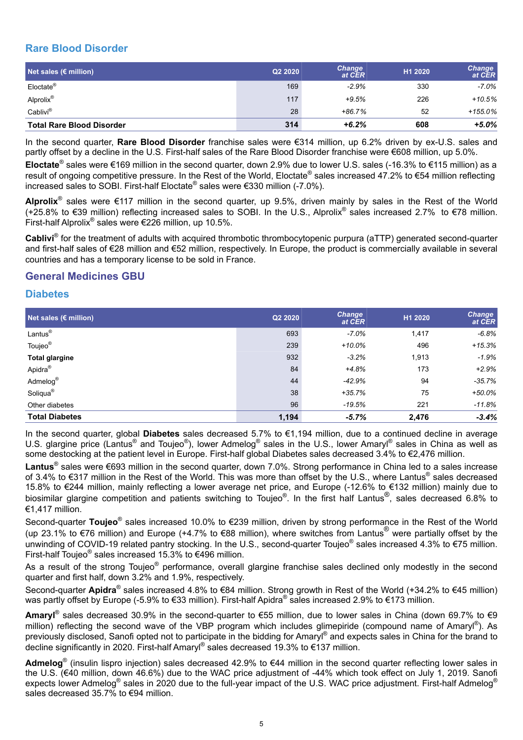## Rare Blood Disorder

| Net sales (€ million) | Q2 2020 | Change at CER | H1 2020 | Change at CER |
|---|---|---|---|---|
| Eloctate® | 169 | -2.9% | 330 | -7.0% |
| Alprolix® | 117 | +9.5% | 226 | +10.5% |
| Cablivi® | 28 | +86.7% | 52 | +155.0% |
| **Total Rare Blood Disorder** | **314** | **+6.2%** | **608** | **+5.0%** |

In the second quarter, **Rare Blood Disorder** franchise sales were €314 million, up 6.2% driven by ex-U.S. sales and partly offset by a decline in the U.S. First-half sales of the Rare Blood Disorder franchise were €608 million, up 5.0%.

**Eloctate®** sales were €169 million in the second quarter, down 2.9% due to lower U.S. sales (-16.3% to €115 million) as a result of ongoing competitive pressure. In the Rest of the World, Eloctate® sales increased 47.2% to €54 million reflecting increased sales to SOBI. First-half Eloctate® sales were €330 million (-7.0%).

**Alprolix®** sales were €117 million in the second quarter, up 9.5%, driven mainly by sales in the Rest of the World (+25.8% to €39 million) reflecting increased sales to SOBI. In the U.S., Alprolix® sales increased 2.7% to €78 million. First-half Alprolix® sales were €226 million, up 10.5%.

**Cablivi®** for the treatment of adults with acquired thrombotic thrombocytopenic purpura (aTTP) generated second-quarter and first-half sales of €28 million and €52 million, respectively. In Europe, the product is commercially available in several countries and has a temporary license to be sold in France.

## General Medicines GBU

## Diabetes

| Net sales (€ million) | Q2 2020 | Change at CER | H1 2020 | Change at CER |
|---|---|---|---|---|
| Lantus® | 693 | -7.0% | 1,417 | -6.8% |
| Toujeo® | 239 | +10.0% | 496 | +15.3% |
| **Total glargine** | 932 | -3.2% | 1,913 | -1.9% |
| Apidra® | 84 | +4.8% | 173 | +2.9% |
| Admelog® | 44 | -42.9% | 94 | -35.7% |
| Soliqua® | 38 | +35.7% | 75 | +50.0% |
| Other diabetes | 96 | -19.5% | 221 | -11.8% |
| **Total Diabetes** | **1,194** | **-5.7%** | **2,476** | **-3.4%** |

In the second quarter, global **Diabetes** sales decreased 5.7% to €1,194 million, due to a continued decline in average U.S. glargine price (Lantus® and Toujeo®), lower Admelog® sales in the U.S., lower Amaryl® sales in China as well as some destocking at the patient level in Europe. First-half global Diabetes sales decreased 3.4% to €2,476 million.

**Lantus®** sales were €693 million in the second quarter, down 7.0%. Strong performance in China led to a sales increase of 3.4% to €317 million in the Rest of the World. This was more than offset by the U.S., where Lantus® sales decreased 15.8% to €244 million, mainly reflecting a lower average net price, and Europe (-12.6% to €132 million) mainly due to biosimilar glargine competition and patients switching to Toujeo®. In the first half Lantus®, sales decreased 6.8% to €1,417 million.

Second-quarter **Toujeo®** sales increased 10.0% to €239 million, driven by strong performance in the Rest of the World (up 23.1% to €76 million) and Europe (+4.7% to €88 million), where switches from Lantus® were partially offset by the unwinding of COVID-19 related pantry stocking. In the U.S., second-quarter Toujeo® sales increased 4.3% to €75 million. First-half Toujeo® sales increased 15.3% to €496 million.

As a result of the strong Toujeo® performance, overall glargine franchise sales declined only modestly in the second quarter and first half, down 3.2% and 1.9%, respectively.

Second-quarter **Apidra®** sales increased 4.8% to €84 million. Strong growth in Rest of the World (+34.2% to €45 million) was partly offset by Europe (-5.9% to €33 million). First-half Apidra® sales increased 2.9% to €173 million.

**Amaryl®** sales decreased 30.9% in the second-quarter to €55 million, due to lower sales in China (down 69.7% to €9 million) reflecting the second wave of the VBP program which includes glimepiride (compound name of Amaryl®). As previously disclosed, Sanofi opted not to participate in the bidding for Amaryl® and expects sales in China for the brand to decline significantly in 2020. First-half Amaryl® sales decreased 19.3% to €137 million.

**Admelog®** (insulin lispro injection) sales decreased 42.9% to €44 million in the second quarter reflecting lower sales in the U.S. (€40 million, down 46.6%) due to the WAC price adjustment of -44% which took effect on July 1, 2019. Sanofi expects lower Admelog® sales in 2020 due to the full-year impact of the U.S. WAC price adjustment. First-half Admelog® sales decreased 35.7% to €94 million.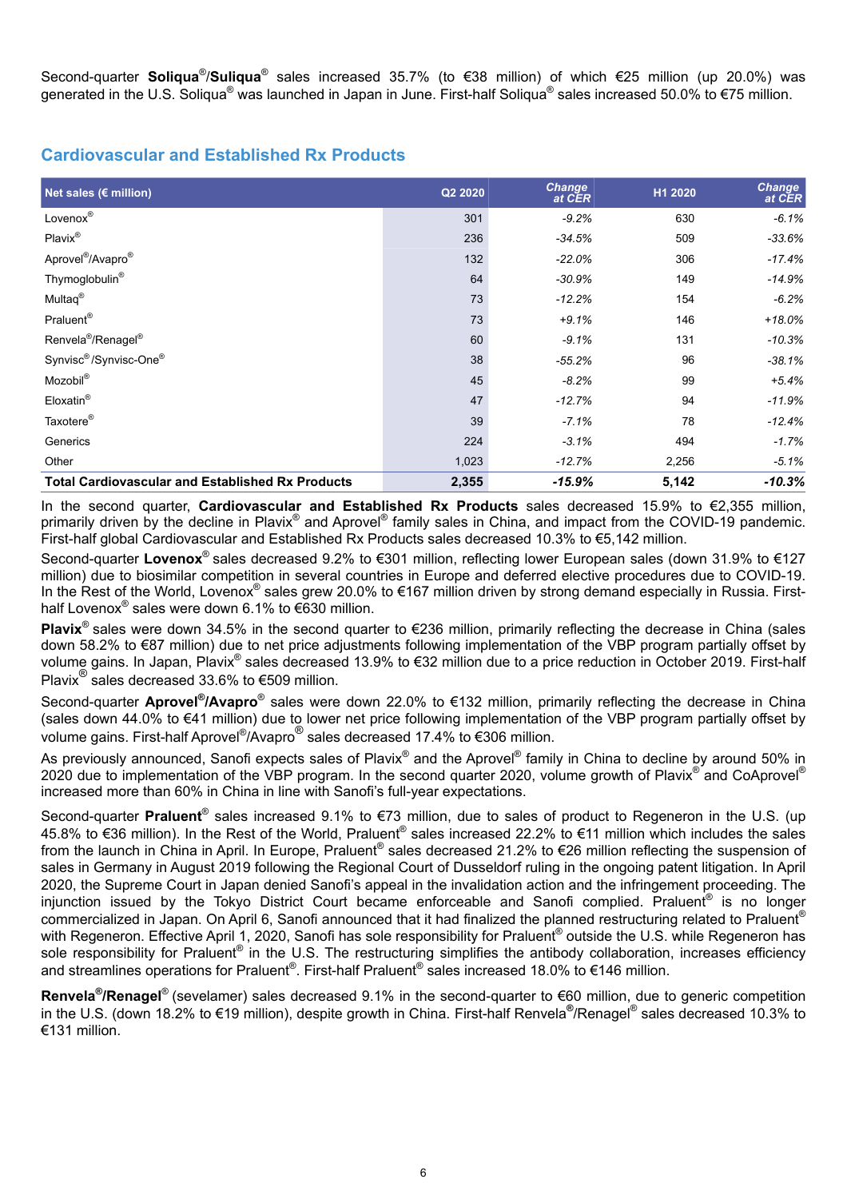Second-quarter **Soliqua®/Suliqua®** sales increased 35.7% (to €38 million) of which €25 million (up 20.0%) was generated in the U.S. Soliqua® was launched in Japan in June. First-half Soliqua® sales increased 50.0% to €75 million.

## Cardiovascular and Established Rx Products

| Net sales (€ million) | Q2 2020 | Change at CER | H1 2020 | Change at CER |
|---|---|---|---|---|
| Lovenox® | 301 | *-9.2%* | 630 | *-6.1%* |
| Plavix® | 236 | *-34.5%* | 509 | *-33.6%* |
| Aprovel®/Avapro® | 132 | *-22.0%* | 306 | *-17.4%* |
| Thymoglobulin® | 64 | *-30.9%* | 149 | *-14.9%* |
| Multaq® | 73 | *-12.2%* | 154 | *-6.2%* |
| Praluent® | 73 | *+9.1%* | 146 | *+18.0%* |
| Renvela®/Renagel® | 60 | *-9.1%* | 131 | *-10.3%* |
| Synvisc® /Synvisc-One® | 38 | *-55.2%* | 96 | *-38.1%* |
| Mozobil® | 45 | *-8.2%* | 99 | *+5.4%* |
| Eloxatin® | 47 | *-12.7%* | 94 | *-11.9%* |
| Taxotere® | 39 | *-7.1%* | 78 | *-12.4%* |
| Generics | 224 | *-3.1%* | 494 | *-1.7%* |
| Other | 1,023 | *-12.7%* | 2,256 | *-5.1%* |
| **Total Cardiovascular and Established Rx Products** | **2,355** | ***-15.9%*** | **5,142** | ***-10.3%*** |

In the second quarter, **Cardiovascular and Established Rx Products** sales decreased 15.9% to €2,355 million, primarily driven by the decline in Plavix® and Aprovel® family sales in China, and impact from the COVID-19 pandemic. First-half global Cardiovascular and Established Rx Products sales decreased 10.3% to €5,142 million.

Second-quarter **Lovenox®** sales decreased 9.2% to €301 million, reflecting lower European sales (down 31.9% to €127 million) due to biosimilar competition in several countries in Europe and deferred elective procedures due to COVID-19. In the Rest of the World, Lovenox® sales grew 20.0% to €167 million driven by strong demand especially in Russia. First-half Lovenox® sales were down 6.1% to €630 million.

**Plavix®** sales were down 34.5% in the second quarter to €236 million, primarily reflecting the decrease in China (sales down 58.2% to €87 million) due to net price adjustments following implementation of the VBP program partially offset by volume gains. In Japan, Plavix® sales decreased 13.9% to €32 million due to a price reduction in October 2019. First-half Plavix® sales decreased 33.6% to €509 million.

Second-quarter **Aprovel®/Avapro®** sales were down 22.0% to €132 million, primarily reflecting the decrease in China (sales down 44.0% to €41 million) due to lower net price following implementation of the VBP program partially offset by volume gains. First-half Aprovel®/Avapro® sales decreased 17.4% to €306 million.

As previously announced, Sanofi expects sales of Plavix® and the Aprovel® family in China to decline by around 50% in 2020 due to implementation of the VBP program. In the second quarter 2020, volume growth of Plavix® and CoAprovel® increased more than 60% in China in line with Sanofi's full-year expectations.

Second-quarter **Praluent®** sales increased 9.1% to €73 million, due to sales of product to Regeneron in the U.S. (up 45.8% to €36 million). In the Rest of the World, Praluent® sales increased 22.2% to €11 million which includes the sales from the launch in China in April. In Europe, Praluent® sales decreased 21.2% to €26 million reflecting the suspension of sales in Germany in August 2019 following the Regional Court of Dusseldorf ruling in the ongoing patent litigation. In April 2020, the Supreme Court in Japan denied Sanofi's appeal in the invalidation action and the infringement proceeding. The injunction issued by the Tokyo District Court became enforceable and Sanofi complied. Praluent® is no longer commercialized in Japan. On April 6, Sanofi announced that it had finalized the planned restructuring related to Praluent® with Regeneron. Effective April 1, 2020, Sanofi has sole responsibility for Praluent® outside the U.S. while Regeneron has sole responsibility for Praluent® in the U.S. The restructuring simplifies the antibody collaboration, increases efficiency and streamlines operations for Praluent®. First-half Praluent® sales increased 18.0% to €146 million.

**Renvela®/Renagel®** (sevelamer) sales decreased 9.1% in the second-quarter to €60 million, due to generic competition in the U.S. (down 18.2% to €19 million), despite growth in China. First-half Renvela®/Renagel® sales decreased 10.3% to €131 million.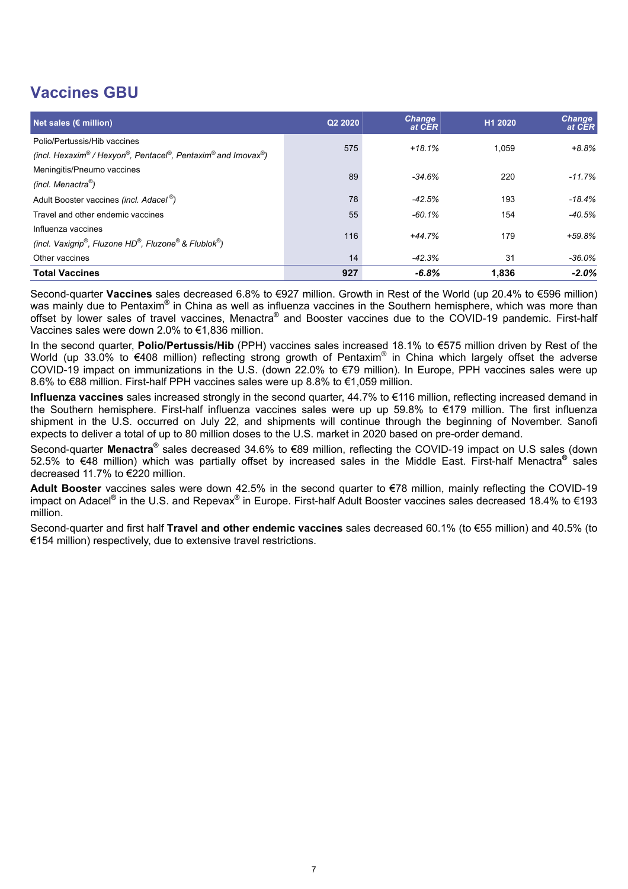## Vaccines GBU

| Net sales (€ million) | Q2 2020 | Change at CER | H1 2020 | Change at CER |
|---|---|---|---|---|
| Polio/Pertussis/Hib vaccines<br>*(incl. Hexaxim® / Hexyon®, Pentacel®, Pentaxim® and Imovax®)* | 575 | *+18.1%* | 1,059 | *+8.8%* |
| Meningitis/Pneumo vaccines<br>*(incl. Menactra®)* | 89 | *-34.6%* | 220 | *-11.7%* |
| Adult Booster vaccines *(incl. Adacel®)* | 78 | *-42.5%* | 193 | *-18.4%* |
| Travel and other endemic vaccines | 55 | *-60.1%* | 154 | *-40.5%* |
| Influenza vaccines<br>*(incl. Vaxigrip®, Fluzone HD®, Fluzone® & Flublok®)* | 116 | *+44.7%* | 179 | *+59.8%* |
| Other vaccines | 14 | *-42.3%* | 31 | *-36.0%* |
| **Total Vaccines** | **927** | ***-6.8%*** | **1,836** | ***-2.0%*** |

Second-quarter **Vaccines** sales decreased 6.8% to €927 million. Growth in Rest of the World (up 20.4% to €596 million) was mainly due to Pentaxim® in China as well as influenza vaccines in the Southern hemisphere, which was more than offset by lower sales of travel vaccines, Menactra® and Booster vaccines due to the COVID-19 pandemic. First-half Vaccines sales were down 2.0% to €1,836 million.

In the second quarter, **Polio/Pertussis/Hib** (PPH) vaccines sales increased 18.1% to €575 million driven by Rest of the World (up 33.0% to €408 million) reflecting strong growth of Pentaxim® in China which largely offset the adverse COVID-19 impact on immunizations in the U.S. (down 22.0% to €79 million). In Europe, PPH vaccines sales were up 8.6% to €88 million. First-half PPH vaccines sales were up 8.8% to €1,059 million.

**Influenza vaccines** sales increased strongly in the second quarter, 44.7% to €116 million, reflecting increased demand in the Southern hemisphere. First-half influenza vaccines sales were up up 59.8% to €179 million. The first influenza shipment in the U.S. occurred on July 22, and shipments will continue through the beginning of November. Sanofi expects to deliver a total of up to 80 million doses to the U.S. market in 2020 based on pre-order demand.

Second-quarter **Menactra®** sales decreased 34.6% to €89 million, reflecting the COVID-19 impact on U.S sales (down 52.5% to €48 million) which was partially offset by increased sales in the Middle East. First-half Menactra® sales decreased 11.7% to €220 million.

**Adult Booster** vaccines sales were down 42.5% in the second quarter to €78 million, mainly reflecting the COVID-19 impact on Adacel® in the U.S. and Repevax® in Europe. First-half Adult Booster vaccines sales decreased 18.4% to €193 million.

Second-quarter and first half **Travel and other endemic vaccines** sales decreased 60.1% (to €55 million) and 40.5% (to €154 million) respectively, due to extensive travel restrictions.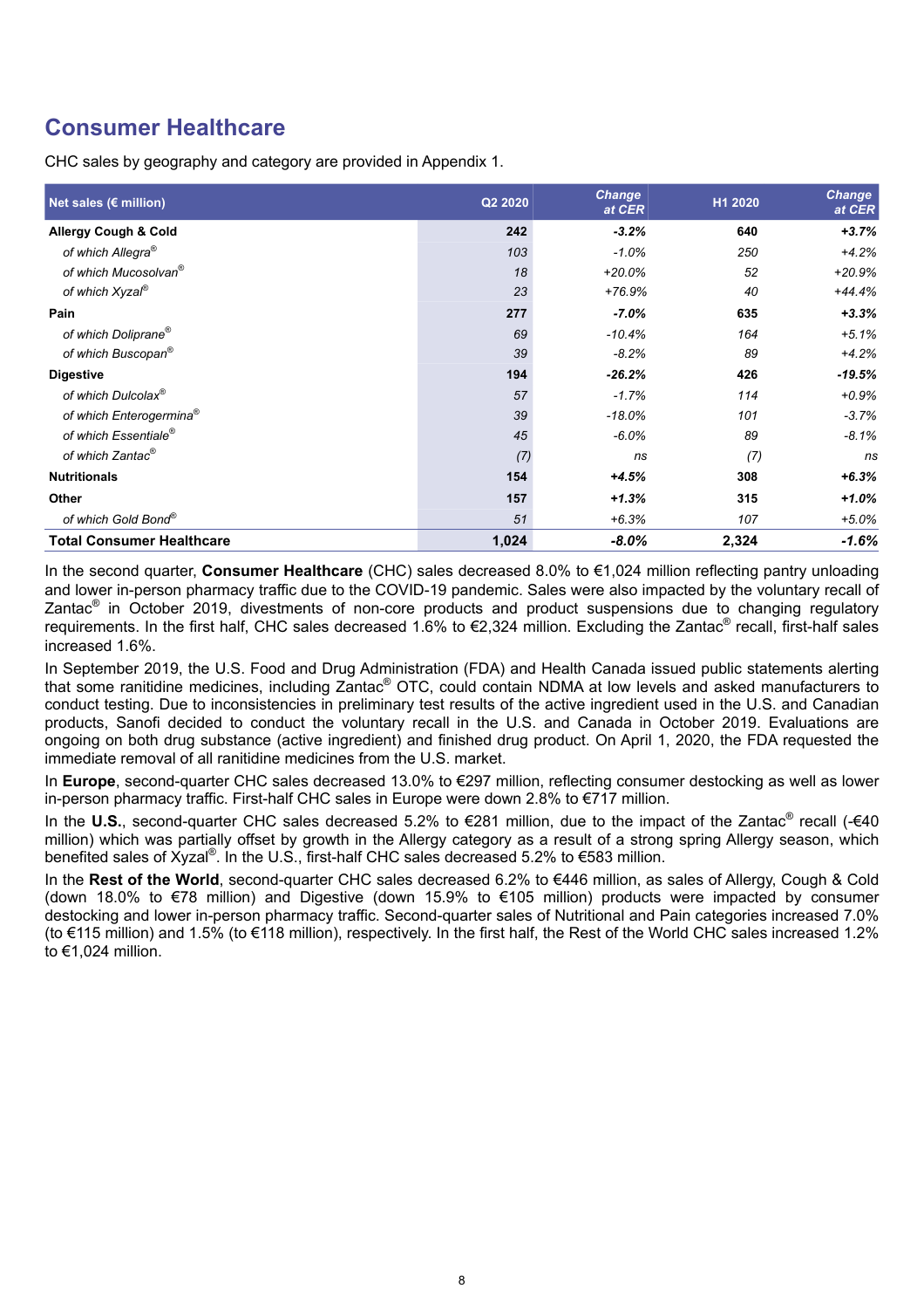## Consumer Healthcare

CHC sales by geography and category are provided in Appendix 1.

| Net sales (€ million) | Q2 2020 | Change at CER | H1 2020 | Change at CER |
|---|---|---|---|---|
| **Allergy Cough & Cold** | **242** | ***-3.2%*** | **640** | ***+3.7%*** |
| *of which Allegra®* | *103* | *-1.0%* | *250* | *+4.2%* |
| *of which Mucosolvan®* | *18* | *+20.0%* | *52* | *+20.9%* |
| *of which Xyzal®* | *23* | *+76.9%* | *40* | *+44.4%* |
| **Pain** | **277** | ***-7.0%*** | **635** | ***+3.3%*** |
| *of which Doliprane®* | *69* | *-10.4%* | *164* | *+5.1%* |
| *of which Buscopan®* | *39* | *-8.2%* | *89* | *+4.2%* |
| **Digestive** | **194** | ***-26.2%*** | **426** | ***-19.5%*** |
| *of which Dulcolax®* | *57* | *-1.7%* | *114* | *+0.9%* |
| *of which Enterogermina®* | *39* | *-18.0%* | *101* | *-3.7%* |
| *of which Essentiale®* | *45* | *-6.0%* | *89* | *-8.1%* |
| *of which Zantac®* | *(7)* | *ns* | *(7)* | *ns* |
| **Nutritionals** | **154** | ***+4.5%*** | **308** | ***+6.3%*** |
| **Other** | **157** | ***+1.3%*** | **315** | ***+1.0%*** |
| *of which Gold Bond®* | *51* | *+6.3%* | *107* | *+5.0%* |
| **Total Consumer Healthcare** | **1,024** | ***-8.0%*** | **2,324** | ***-1.6%*** |

In the second quarter, **Consumer Healthcare** (CHC) sales decreased 8.0% to €1,024 million reflecting pantry unloading and lower in-person pharmacy traffic due to the COVID-19 pandemic. Sales were also impacted by the voluntary recall of Zantac® in October 2019, divestments of non-core products and product suspensions due to changing regulatory requirements. In the first half, CHC sales decreased 1.6% to €2,324 million. Excluding the Zantac® recall, first-half sales increased 1.6%.

In September 2019, the U.S. Food and Drug Administration (FDA) and Health Canada issued public statements alerting that some ranitidine medicines, including Zantac® OTC, could contain NDMA at low levels and asked manufacturers to conduct testing. Due to inconsistencies in preliminary test results of the active ingredient used in the U.S. and Canadian products, Sanofi decided to conduct the voluntary recall in the U.S. and Canada in October 2019. Evaluations are ongoing on both drug substance (active ingredient) and finished drug product. On April 1, 2020, the FDA requested the immediate removal of all ranitidine medicines from the U.S. market.

In **Europe**, second-quarter CHC sales decreased 13.0% to €297 million, reflecting consumer destocking as well as lower in-person pharmacy traffic. First-half CHC sales in Europe were down 2.8% to €717 million.

In the **U.S.**, second-quarter CHC sales decreased 5.2% to €281 million, due to the impact of the Zantac® recall (-€40 million) which was partially offset by growth in the Allergy category as a result of a strong spring Allergy season, which benefited sales of Xyzal®. In the U.S., first-half CHC sales decreased 5.2% to €583 million.

In the **Rest of the World**, second-quarter CHC sales decreased 6.2% to €446 million, as sales of Allergy, Cough & Cold (down 18.0% to €78 million) and Digestive (down 15.9% to €105 million) products were impacted by consumer destocking and lower in-person pharmacy traffic. Second-quarter sales of Nutritional and Pain categories increased 7.0% (to €115 million) and 1.5% (to €118 million), respectively. In the first half, the Rest of the World CHC sales increased 1.2% to €1,024 million.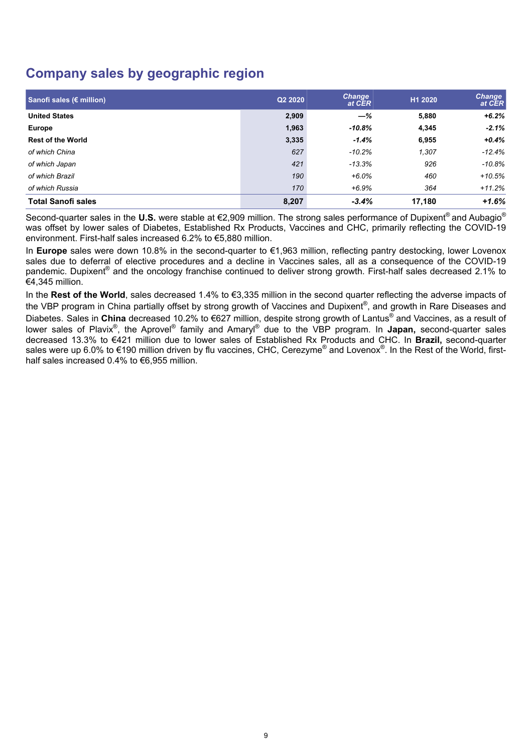## Company sales by geographic region

| Sanofi sales (€ million) | Q2 2020 | Change at CER | H1 2020 | Change at CER |
|---|---|---|---|---|
| **United States** | **2,909** | ***—%*** | **5,880** | ***+6.2%*** |
| **Europe** | **1,963** | ***-10.8%*** | **4,345** | ***-2.1%*** |
| **Rest of the World** | **3,335** | ***-1.4%*** | **6,955** | ***+0.4%*** |
| *of which China* | *627* | *-10.2%* | *1,307* | *-12.4%* |
| *of which Japan* | *421* | *-13.3%* | *926* | *-10.8%* |
| *of which Brazil* | *190* | *+6.0%* | *460* | *+10.5%* |
| *of which Russia* | *170* | *+6.9%* | *364* | *+11.2%* |
| **Total Sanofi sales** | **8,207** | ***-3.4%*** | **17,180** | ***+1.6%*** |

Second-quarter sales in the **U.S.** were stable at €2,909 million. The strong sales performance of Dupixent® and Aubagio® was offset by lower sales of Diabetes, Established Rx Products, Vaccines and CHC, primarily reflecting the COVID-19 environment. First-half sales increased 6.2% to €5,880 million.

In **Europe** sales were down 10.8% in the second-quarter to €1,963 million, reflecting pantry destocking, lower Lovenox sales due to deferral of elective procedures and a decline in Vaccines sales, all as a consequence of the COVID-19 pandemic. Dupixent® and the oncology franchise continued to deliver strong growth. First-half sales decreased 2.1% to €4,345 million.

In the **Rest of the World**, sales decreased 1.4% to €3,335 million in the second quarter reflecting the adverse impacts of the VBP program in China partially offset by strong growth of Vaccines and Dupixent®, and growth in Rare Diseases and Diabetes. Sales in **China** decreased 10.2% to €627 million, despite strong growth of Lantus® and Vaccines, as a result of lower sales of Plavix®, the Aprovel® family and Amaryl® due to the VBP program. In **Japan,** second-quarter sales decreased 13.3% to €421 million due to lower sales of Established Rx Products and CHC. In **Brazil,** second-quarter sales were up 6.0% to €190 million driven by flu vaccines, CHC, Cerezyme® and Lovenox®. In the Rest of the World, first-half sales increased 0.4% to €6,955 million.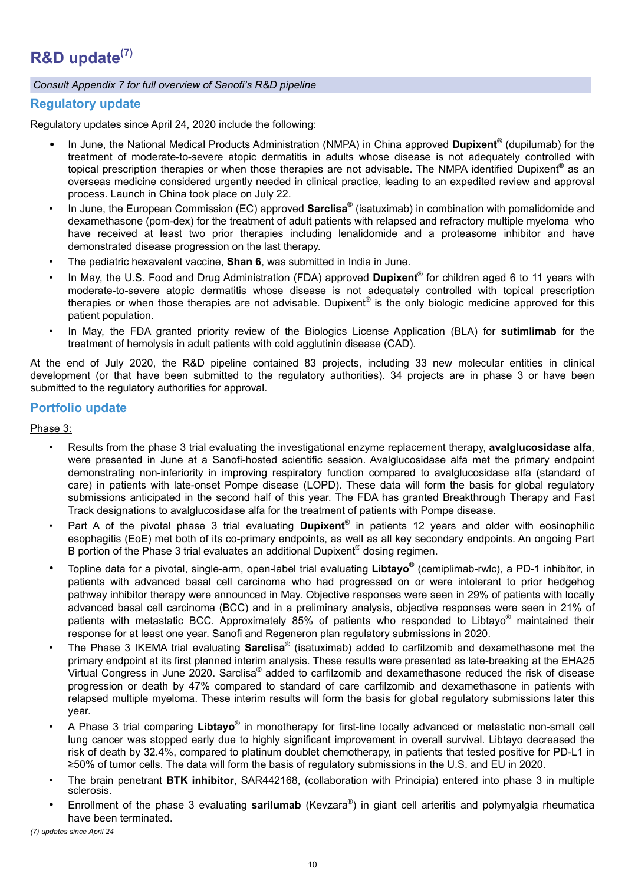# R&D update[7]

*Consult Appendix 7 for full overview of Sanofi's R&D pipeline*

## Regulatory update

Regulatory updates since April 24, 2020 include the following:

- In June, the National Medical Products Administration (NMPA) in China approved **Dupixent**® (dupilumab) for the treatment of moderate-to-severe atopic dermatitis in adults whose disease is not adequately controlled with topical prescription therapies or when those therapies are not advisable. The NMPA identified Dupixent® as an overseas medicine considered urgently needed in clinical practice, leading to an expedited review and approval process. Launch in China took place on July 22.
- In June, the European Commission (EC) approved **Sarclisa**® (isatuximab) in combination with pomalidomide and dexamethasone (pom-dex) for the treatment of adult patients with relapsed and refractory multiple myeloma who have received at least two prior therapies including lenalidomide and a proteasome inhibitor and have demonstrated disease progression on the last therapy.
- The pediatric hexavalent vaccine, **Shan 6**, was submitted in India in June.
- In May, the U.S. Food and Drug Administration (FDA) approved **Dupixent**® for children aged 6 to 11 years with moderate-to-severe atopic dermatitis whose disease is not adequately controlled with topical prescription therapies or when those therapies are not advisable. Dupixent® is the only biologic medicine approved for this patient population.
- In May, the FDA granted priority review of the Biologics License Application (BLA) for **sutimlimab** for the treatment of hemolysis in adult patients with cold agglutinin disease (CAD).

At the end of July 2020, the R&D pipeline contained 83 projects, including 33 new molecular entities in clinical development (or that have been submitted to the regulatory authorities). 34 projects are in phase 3 or have been submitted to the regulatory authorities for approval.

## Portfolio update

Phase 3:

- Results from the phase 3 trial evaluating the investigational enzyme replacement therapy, **avalglucosidase alfa**, were presented in June at a Sanofi-hosted scientific session. Avalglucosidase alfa met the primary endpoint demonstrating non-inferiority in improving respiratory function compared to avalglucosidase alfa (standard of care) in patients with late-onset Pompe disease (LOPD). These data will form the basis for global regulatory submissions anticipated in the second half of this year. The FDA has granted Breakthrough Therapy and Fast Track designations to avalglucosidase alfa for the treatment of patients with Pompe disease.
- Part A of the pivotal phase 3 trial evaluating **Dupixent**® in patients 12 years and older with eosinophilic esophagitis (EoE) met both of its co-primary endpoints, as well as all key secondary endpoints. An ongoing Part B portion of the Phase 3 trial evaluates an additional Dupixent® dosing regimen.
- Topline data for a pivotal, single-arm, open-label trial evaluating **Libtayo**® (cemiplimab-rwlc), a PD-1 inhibitor, in patients with advanced basal cell carcinoma who had progressed on or were intolerant to prior hedgehog pathway inhibitor therapy were announced in May. Objective responses were seen in 29% of patients with locally advanced basal cell carcinoma (BCC) and in a preliminary analysis, objective responses were seen in 21% of patients with metastatic BCC. Approximately 85% of patients who responded to Libtayo® maintained their response for at least one year. Sanofi and Regeneron plan regulatory submissions in 2020.
- The Phase 3 IKEMA trial evaluating **Sarclisa**® (isatuximab) added to carfilzomib and dexamethasone met the primary endpoint at its first planned interim analysis. These results were presented as late-breaking at the EHA25 Virtual Congress in June 2020. Sarclisa® added to carfilzomib and dexamethasone reduced the risk of disease progression or death by 47% compared to standard of care carfilzomib and dexamethasone in patients with relapsed multiple myeloma. These interim results will form the basis for global regulatory submissions later this year.
- A Phase 3 trial comparing **Libtayo**® in monotherapy for first-line locally advanced or metastatic non-small cell lung cancer was stopped early due to highly significant improvement in overall survival. Libtayo decreased the risk of death by 32.4%, compared to platinum doublet chemotherapy, in patients that tested positive for PD-L1 in ≥50% of tumor cells. The data will form the basis of regulatory submissions in the U.S. and EU in 2020.
- The brain penetrant **BTK inhibitor**, SAR442168, (collaboration with Principia) entered into phase 3 in multiple sclerosis.
- Enrollment of the phase 3 evaluating **sarilumab** (Kevzara®) in giant cell arteritis and polymyalgia rheumatica have been terminated.

*(7) updates since April 24*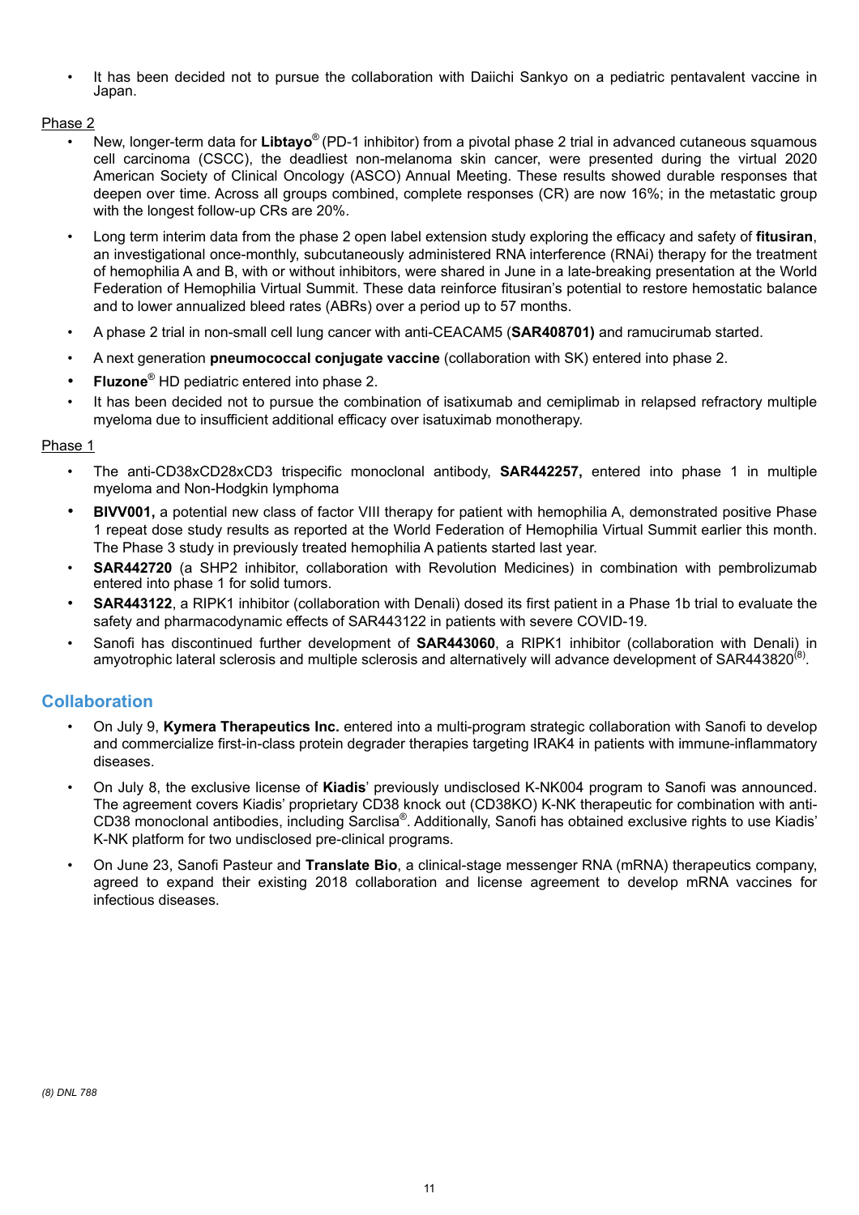- It has been decided not to pursue the collaboration with Daiichi Sankyo on a pediatric pentavalent vaccine in Japan.

Phase 2

- New, longer-term data for **Libtayo®** (PD-1 inhibitor) from a pivotal phase 2 trial in advanced cutaneous squamous cell carcinoma (CSCC), the deadliest non-melanoma skin cancer, were presented during the virtual 2020 American Society of Clinical Oncology (ASCO) Annual Meeting. These results showed durable responses that deepen over time. Across all groups combined, complete responses (CR) are now 16%; in the metastatic group with the longest follow-up CRs are 20%.
- Long term interim data from the phase 2 open label extension study exploring the efficacy and safety of **fitusiran**, an investigational once-monthly, subcutaneously administered RNA interference (RNAi) therapy for the treatment of hemophilia A and B, with or without inhibitors, were shared in June in a late-breaking presentation at the World Federation of Hemophilia Virtual Summit. These data reinforce fitusiran's potential to restore hemostatic balance and to lower annualized bleed rates (ABRs) over a period up to 57 months.
- A phase 2 trial in non-small cell lung cancer with anti-CEACAM5 (**SAR408701)** and ramucirumab started.
- A next generation **pneumococcal conjugate vaccine** (collaboration with SK) entered into phase 2.
- **Fluzone®** HD pediatric entered into phase 2.
- It has been decided not to pursue the combination of isatixumab and cemiplimab in relapsed refractory multiple myeloma due to insufficient additional efficacy over isatuximab monotherapy.

Phase 1

- The anti-CD38xCD28xCD3 trispecific monoclonal antibody, **SAR442257,** entered into phase 1 in multiple myeloma and Non-Hodgkin lymphoma
- **BIVV001,** a potential new class of factor VIII therapy for patient with hemophilia A, demonstrated positive Phase 1 repeat dose study results as reported at the World Federation of Hemophilia Virtual Summit earlier this month. The Phase 3 study in previously treated hemophilia A patients started last year.
- **SAR442720** (a SHP2 inhibitor, collaboration with Revolution Medicines) in combination with pembrolizumab entered into phase 1 for solid tumors.
- **SAR443122**, a RIPK1 inhibitor (collaboration with Denali) dosed its first patient in a Phase 1b trial to evaluate the safety and pharmacodynamic effects of SAR443122 in patients with severe COVID-19.
- Sanofi has discontinued further development of **SAR443060**, a RIPK1 inhibitor (collaboration with Denali) in amyotrophic lateral sclerosis and multiple sclerosis and alternatively will advance development of SAR443820[8].

## Collaboration

- On July 9, **Kymera Therapeutics Inc.** entered into a multi-program strategic collaboration with Sanofi to develop and commercialize first-in-class protein degrader therapies targeting IRAK4 in patients with immune-inflammatory diseases.
- On July 8, the exclusive license of **Kiadis**' previously undisclosed K-NK004 program to Sanofi was announced. The agreement covers Kiadis' proprietary CD38 knock out (CD38KO) K-NK therapeutic for combination with anti-CD38 monoclonal antibodies, including Sarclisa®. Additionally, Sanofi has obtained exclusive rights to use Kiadis' K-NK platform for two undisclosed pre-clinical programs.
- On June 23, Sanofi Pasteur and **Translate Bio**, a clinical-stage messenger RNA (mRNA) therapeutics company, agreed to expand their existing 2018 collaboration and license agreement to develop mRNA vaccines for infectious diseases.

*(8) DNL 788*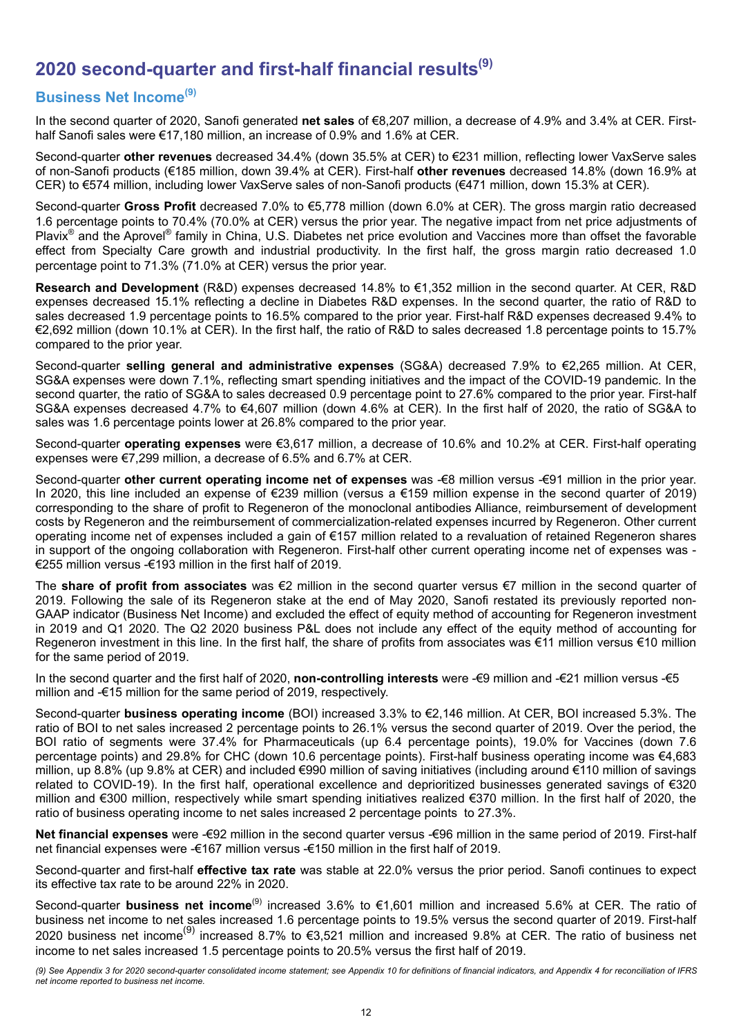# 2020 second-quarter and first-half financial results[9]

## Business Net Income[9]

In the second quarter of 2020, Sanofi generated **net sales** of €8,207 million, a decrease of 4.9% and 3.4% at CER. First-half Sanofi sales were €17,180 million, an increase of 0.9% and 1.6% at CER.

Second-quarter **other revenues** decreased 34.4% (down 35.5% at CER) to €231 million, reflecting lower VaxServe sales of non-Sanofi products (€185 million, down 39.4% at CER). First-half **other revenues** decreased 14.8% (down 16.9% at CER) to €574 million, including lower VaxServe sales of non-Sanofi products (€471 million, down 15.3% at CER).

Second-quarter **Gross Profit** decreased 7.0% to €5,778 million (down 6.0% at CER). The gross margin ratio decreased 1.6 percentage points to 70.4% (70.0% at CER) versus the prior year. The negative impact from net price adjustments of Plavix® and the Aprovel® family in China, U.S. Diabetes net price evolution and Vaccines more than offset the favorable effect from Specialty Care growth and industrial productivity. In the first half, the gross margin ratio decreased 1.0 percentage point to 71.3% (71.0% at CER) versus the prior year.

**Research and Development** (R&D) expenses decreased 14.8% to €1,352 million in the second quarter. At CER, R&D expenses decreased 15.1% reflecting a decline in Diabetes R&D expenses. In the second quarter, the ratio of R&D to sales decreased 1.9 percentage points to 16.5% compared to the prior year. First-half R&D expenses decreased 9.4% to €2,692 million (down 10.1% at CER). In the first half, the ratio of R&D to sales decreased 1.8 percentage points to 15.7% compared to the prior year.

Second-quarter **selling general and administrative expenses** (SG&A) decreased 7.9% to €2,265 million. At CER, SG&A expenses were down 7.1%, reflecting smart spending initiatives and the impact of the COVID-19 pandemic. In the second quarter, the ratio of SG&A to sales decreased 0.9 percentage point to 27.6% compared to the prior year. First-half SG&A expenses decreased 4.7% to €4,607 million (down 4.6% at CER). In the first half of 2020, the ratio of SG&A to sales was 1.6 percentage points lower at 26.8% compared to the prior year.

Second-quarter **operating expenses** were €3,617 million, a decrease of 10.6% and 10.2% at CER. First-half operating expenses were €7,299 million, a decrease of 6.5% and 6.7% at CER.

Second-quarter **other current operating income net of expenses** was -€8 million versus -€91 million in the prior year. In 2020, this line included an expense of €239 million (versus a €159 million expense in the second quarter of 2019) corresponding to the share of profit to Regeneron of the monoclonal antibodies Alliance, reimbursement of development costs by Regeneron and the reimbursement of commercialization-related expenses incurred by Regeneron. Other current operating income net of expenses included a gain of €157 million related to a revaluation of retained Regeneron shares in support of the ongoing collaboration with Regeneron. First-half other current operating income net of expenses was -€255 million versus -€193 million in the first half of 2019.

The **share of profit from associates** was €2 million in the second quarter versus €7 million in the second quarter of 2019. Following the sale of its Regeneron stake at the end of May 2020, Sanofi restated its previously reported non-GAAP indicator (Business Net Income) and excluded the effect of equity method of accounting for Regeneron investment in 2019 and Q1 2020. The Q2 2020 business P&L does not include any effect of the equity method of accounting for Regeneron investment in this line. In the first half, the share of profits from associates was €11 million versus €10 million for the same period of 2019.

In the second quarter and the first half of 2020, **non-controlling interests** were -€9 million and -€21 million versus -€5 million and -€15 million for the same period of 2019, respectively.

Second-quarter **business operating income** (BOI) increased 3.3% to €2,146 million. At CER, BOI increased 5.3%. The ratio of BOI to net sales increased 2 percentage points to 26.1% versus the second quarter of 2019. Over the period, the BOI ratio of segments were 37.4% for Pharmaceuticals (up 6.4 percentage points), 19.0% for Vaccines (down 7.6 percentage points) and 29.8% for CHC (down 10.6 percentage points). First-half business operating income was €4,683 million, up 8.8% (up 9.8% at CER) and included €990 million of saving initiatives (including around €110 million of savings related to COVID-19). In the first half, operational excellence and deprioritized businesses generated savings of €320 million and €300 million, respectively while smart spending initiatives realized €370 million. In the first half of 2020, the ratio of business operating income to net sales increased 2 percentage points to 27.3%.

**Net financial expenses** were -€92 million in the second quarter versus -€96 million in the same period of 2019. First-half net financial expenses were -€167 million versus -€150 million in the first half of 2019.

Second-quarter and first-half **effective tax rate** was stable at 22.0% versus the prior period. Sanofi continues to expect its effective tax rate to be around 22% in 2020.

Second-quarter **business net income**[9] increased 3.6% to €1,601 million and increased 5.6% at CER. The ratio of business net income to net sales increased 1.6 percentage points to 19.5% versus the second quarter of 2019. First-half 2020 business net income[9] increased 8.7% to €3,521 million and increased 9.8% at CER. The ratio of business net income to net sales increased 1.5 percentage points to 20.5% versus the first half of 2019.

*(9) See Appendix 3 for 2020 second-quarter consolidated income statement; see Appendix 10 for definitions of financial indicators, and Appendix 4 for reconciliation of IFRS net income reported to business net income.*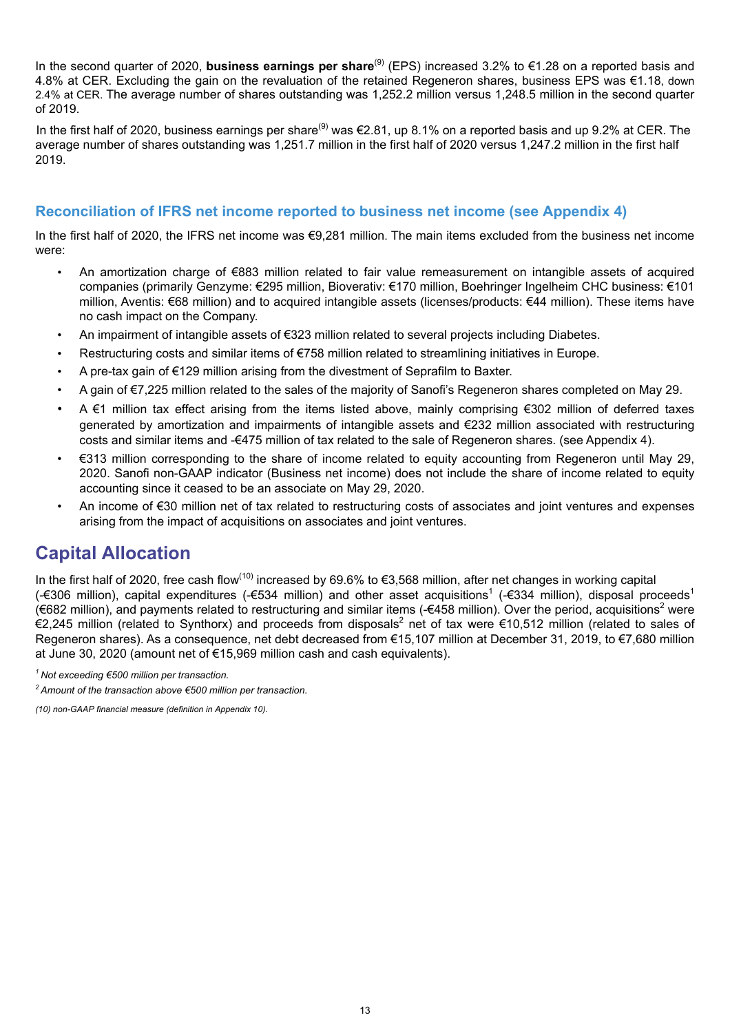In the second quarter of 2020, **business earnings per share**[9] (EPS) increased 3.2% to €1.28 on a reported basis and 4.8% at CER. Excluding the gain on the revaluation of the retained Regeneron shares, business EPS was €1.18, down 2.4% at CER. The average number of shares outstanding was 1,252.2 million versus 1,248.5 million in the second quarter of 2019.

In the first half of 2020, business earnings per share[9] was €2.81, up 8.1% on a reported basis and up 9.2% at CER. The average number of shares outstanding was 1,251.7 million in the first half of 2020 versus 1,247.2 million in the first half 2019.

### Reconciliation of IFRS net income reported to business net income (see Appendix 4)

In the first half of 2020, the IFRS net income was €9,281 million. The main items excluded from the business net income were:

- An amortization charge of €883 million related to fair value remeasurement on intangible assets of acquired companies (primarily Genzyme: €295 million, Bioverativ: €170 million, Boehringer Ingelheim CHC business: €101 million, Aventis: €68 million) and to acquired intangible assets (licenses/products: €44 million). These items have no cash impact on the Company.
- An impairment of intangible assets of €323 million related to several projects including Diabetes.
- Restructuring costs and similar items of €758 million related to streamlining initiatives in Europe.
- A pre-tax gain of €129 million arising from the divestment of Seprafilm to Baxter.
- A gain of €7,225 million related to the sales of the majority of Sanofi's Regeneron shares completed on May 29.
- A €1 million tax effect arising from the items listed above, mainly comprising €302 million of deferred taxes generated by amortization and impairments of intangible assets and €232 million associated with restructuring costs and similar items and -€475 million of tax related to the sale of Regeneron shares. (see Appendix 4).
- €313 million corresponding to the share of income related to equity accounting from Regeneron until May 29, 2020. Sanofi non-GAAP indicator (Business net income) does not include the share of income related to equity accounting since it ceased to be an associate on May 29, 2020.
- An income of €30 million net of tax related to restructuring costs of associates and joint ventures and expenses arising from the impact of acquisitions on associates and joint ventures.

## Capital Allocation

In the first half of 2020, free cash flow[10] increased by 69.6% to €3,568 million, after net changes in working capital (-€306 million), capital expenditures (-€534 million) and other asset acquisitions[1] (-€334 million), disposal proceeds[1] (€682 million), and payments related to restructuring and similar items (-€458 million). Over the period, acquisitions[2] were €2,245 million (related to Synthorx) and proceeds from disposals[2] net of tax were €10,512 million (related to sales of Regeneron shares). As a consequence, net debt decreased from €15,107 million at December 31, 2019, to €7,680 million at June 30, 2020 (amount net of €15,969 million cash and cash equivalents).

*[1] Not exceeding €500 million per transaction.*

*[2] Amount of the transaction above €500 million per transaction.*

*(10) non-GAAP financial measure (definition in Appendix 10).*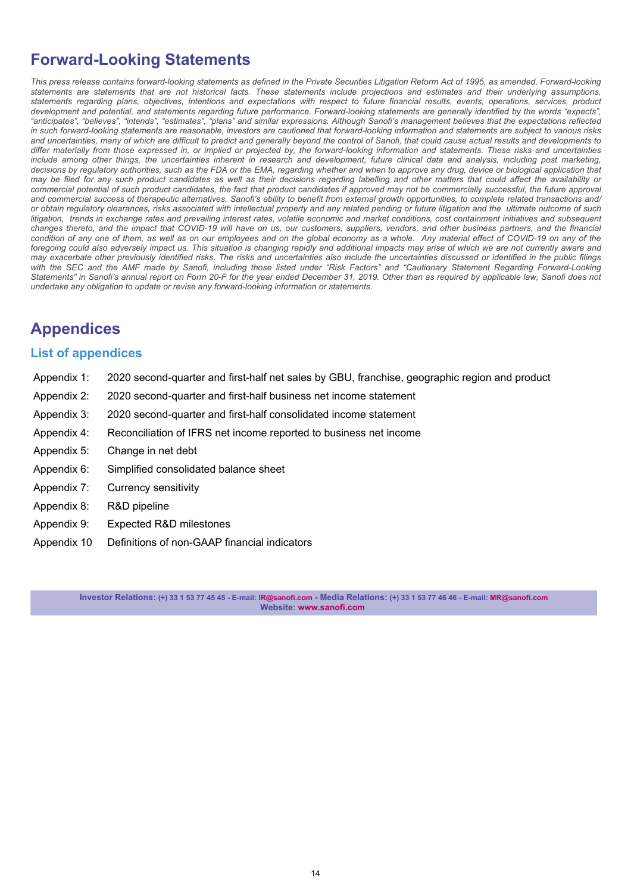## Forward-Looking Statements

*This press release contains forward-looking statements as defined in the Private Securities Litigation Reform Act of 1995, as amended. Forward-looking statements are statements that are not historical facts. These statements include projections and estimates and their underlying assumptions, statements regarding plans, objectives, intentions and expectations with respect to future financial results, events, operations, services, product development and potential, and statements regarding future performance. Forward-looking statements are generally identified by the words "expects", "anticipates", "believes", "intends", "estimates", "plans" and similar expressions. Although Sanofi's management believes that the expectations reflected in such forward-looking statements are reasonable, investors are cautioned that forward-looking information and statements are subject to various risks and uncertainties, many of which are difficult to predict and generally beyond the control of Sanofi, that could cause actual results and developments to differ materially from those expressed in, or implied or projected by, the forward-looking information and statements. These risks and uncertainties include among other things, the uncertainties inherent in research and development, future clinical data and analysis, including post marketing, decisions by regulatory authorities, such as the FDA or the EMA, regarding whether and when to approve any drug, device or biological application that may be filed for any such product candidates as well as their decisions regarding labelling and other matters that could affect the availability or commercial potential of such product candidates, the fact that product candidates if approved may not be commercially successful, the future approval and commercial success of therapeutic alternatives, Sanofi's ability to benefit from external growth opportunities, to complete related transactions and/ or obtain regulatory clearances, risks associated with intellectual property and any related pending or future litigation and the ultimate outcome of such litigation, trends in exchange rates and prevailing interest rates, volatile economic and market conditions, cost containment initiatives and subsequent changes thereto, and the impact that COVID-19 will have on us, our customers, suppliers, vendors, and other business partners, and the financial condition of any one of them, as well as on our employees and on the global economy as a whole. Any material effect of COVID-19 on any of the foregoing could also adversely impact us. This situation is changing rapidly and additional impacts may arise of which we are not currently aware and may exacerbate other previously identified risks. The risks and uncertainties also include the uncertainties discussed or identified in the public filings with the SEC and the AMF made by Sanofi, including those listed under "Risk Factors" and "Cautionary Statement Regarding Forward-Looking Statements" in Sanofi's annual report on Form 20-F for the year ended December 31, 2019. Other than as required by applicable law, Sanofi does not undertake any obligation to update or revise any forward-looking information or statements.*

## Appendices

### List of appendices

- Appendix 1: 2020 second-quarter and first-half net sales by GBU, franchise, geographic region and product
- Appendix 2: 2020 second-quarter and first-half business net income statement
- Appendix 3: 2020 second-quarter and first-half consolidated income statement
- Appendix 4: Reconciliation of IFRS net income reported to business net income
- Appendix 5: Change in net debt
- Appendix 6: Simplified consolidated balance sheet
- Appendix 7: Currency sensitivity
- Appendix 8: R&D pipeline
- Appendix 9: Expected R&D milestones
- Appendix 10 Definitions of non-GAAP financial indicators

**Investor Relations:** (+) 33 1 53 77 45 45 - E-mail: IR@sanofi.com - **Media Relations:** (+) 33 1 53 77 46 46 - E-mail: MR@sanofi.com
**Website:** www.sanofi.com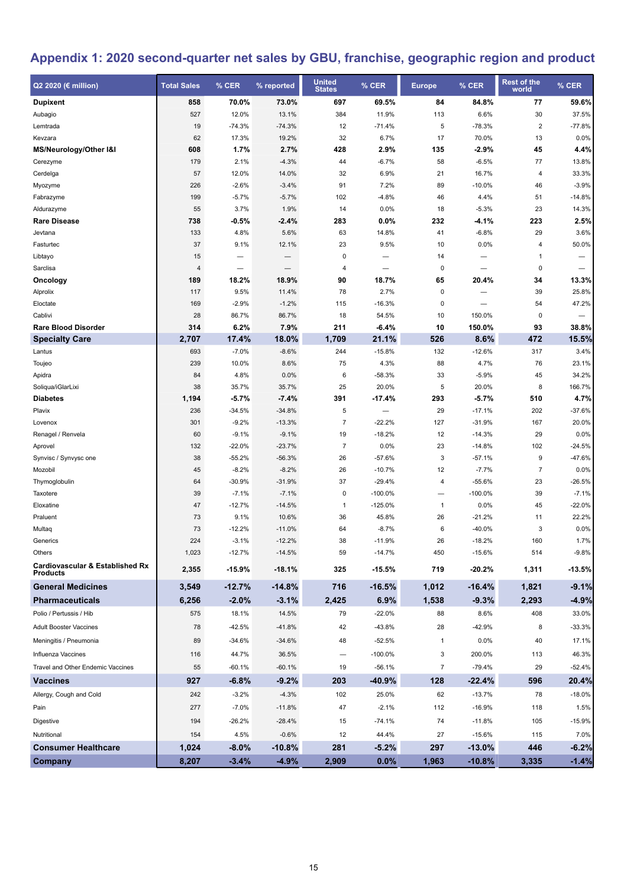## Appendix 1: 2020 second-quarter net sales by GBU, franchise, geographic region and product

| Q2 2020 (€ million) | Total Sales | % CER | % reported | United States | % CER | Europe | % CER | Rest of the world | % CER |
|---|---|---|---|---|---|---|---|---|---|
| **Dupixent** | **858** | **70.0%** | **73.0%** | **697** | **69.5%** | **84** | **84.8%** | **77** | **59.6%** |
| Aubagio | 527 | 12.0% | 13.1% | 384 | 11.9% | 113 | 6.6% | 30 | 37.5% |
| Lemtrada | 19 | -74.3% | -74.3% | 12 | -71.4% | 5 | -78.3% | 2 | -77.8% |
| Kevzara | 62 | 17.3% | 19.2% | 32 | 6.7% | 17 | 70.0% | 13 | 0.0% |
| **MS/Neurology/Other I&I** | **608** | **1.7%** | **2.7%** | **428** | **2.9%** | **135** | **-2.9%** | **45** | **4.4%** |
| Cerezyme | 179 | 2.1% | -4.3% | 44 | -6.7% | 58 | -6.5% | 77 | 13.8% |
| Cerdelga | 57 | 12.0% | 14.0% | 32 | 6.9% | 21 | 16.7% | 4 | 33.3% |
| Myozyme | 226 | -2.6% | -3.4% | 91 | 7.2% | 89 | -10.0% | 46 | -3.9% |
| Fabrazyme | 199 | -5.7% | -5.7% | 102 | -4.8% | 46 | 4.4% | 51 | -14.8% |
| Aldurazyme | 55 | 3.7% | 1.9% | 14 | 0.0% | 18 | -5.3% | 23 | 14.3% |
| **Rare Disease** | **738** | **-0.5%** | **-2.4%** | **283** | **0.0%** | **232** | **-4.1%** | **223** | **2.5%** |
| Jevtana | 133 | 4.8% | 5.6% | 63 | 14.8% | 41 | -6.8% | 29 | 3.6% |
| Fasturtec | 37 | 9.1% | 12.1% | 23 | 9.5% | 10 | 0.0% | 4 | 50.0% |
| Libtayo | 15 | — | — | 0 | — | 14 | — | 1 | — |
| Sarclisa | 4 | — | — | 4 | — | 0 | — | 0 | — |
| **Oncology** | **189** | **18.2%** | **18.9%** | **90** | **18.7%** | **65** | **20.4%** | **34** | **13.3%** |
| Alprolix | 117 | 9.5% | 11.4% | 78 | 2.7% | 0 | — | 39 | 25.8% |
| Eloctate | 169 | -2.9% | -1.2% | 115 | -16.3% | 0 | — | 54 | 47.2% |
| Cablivi | 28 | 86.7% | 86.7% | 18 | 54.5% | 10 | 150.0% | 0 | — |
| **Rare Blood Disorder** | **314** | **6.2%** | **7.9%** | **211** | **-6.4%** | **10** | **150.0%** | **93** | **38.8%** |
| **Specialty Care** | **2,707** | **17.4%** | **18.0%** | **1,709** | **21.1%** | **526** | **8.6%** | **472** | **15.5%** |
| Lantus | 693 | -7.0% | -8.6% | 244 | -15.8% | 132 | -12.6% | 317 | 3.4% |
| Toujeo | 239 | 10.0% | 8.6% | 75 | 4.3% | 88 | 4.7% | 76 | 23.1% |
| Apidra | 84 | 4.8% | 0.0% | 6 | -58.3% | 33 | -5.9% | 45 | 34.2% |
| Soliqua/iGlarLixi | 38 | 35.7% | 35.7% | 25 | 20.0% | 5 | 20.0% | 8 | 166.7% |
| **Diabetes** | **1,194** | **-5.7%** | **-7.4%** | **391** | **-17.4%** | **293** | **-5.7%** | **510** | **4.7%** |
| Plavix | 236 | -34.5% | -34.8% | 5 | — | 29 | -17.1% | 202 | -37.6% |
| Lovenox | 301 | -9.2% | -13.3% | 7 | -22.2% | 127 | -31.9% | 167 | 20.0% |
| Renagel / Renvela | 60 | -9.1% | -9.1% | 19 | -18.2% | 12 | -14.3% | 29 | 0.0% |
| Aprovel | 132 | -22.0% | -23.7% | 7 | 0.0% | 23 | -14.8% | 102 | -24.5% |
| Synvisc / Synvysc one | 38 | -55.2% | -56.3% | 26 | -57.6% | 3 | -57.1% | 9 | -47.6% |
| Mozobil | 45 | -8.2% | -8.2% | 26 | -10.7% | 12 | -7.7% | 7 | 0.0% |
| Thymoglobulin | 64 | -30.9% | -31.9% | 37 | -29.4% | 4 | -55.6% | 23 | -26.5% |
| Taxotere | 39 | -7.1% | -7.1% | 0 | -100.0% | — | -100.0% | 39 | -7.1% |
| Eloxatine | 47 | -12.7% | -14.5% | 1 | -125.0% | 1 | 0.0% | 45 | -22.0% |
| Praluent | 73 | 9.1% | 10.6% | 36 | 45.8% | 26 | -21.2% | 11 | 22.2% |
| Multaq | 73 | -12.2% | -11.0% | 64 | -8.7% | 6 | -40.0% | 3 | 0.0% |
| Generics | 224 | -3.1% | -12.2% | 38 | -11.9% | 26 | -18.2% | 160 | 1.7% |
| Others | 1,023 | -12.7% | -14.5% | 59 | -14.7% | 450 | -15.6% | 514 | -9.8% |
| **Cardiovascular & Established Rx Products** | **2,355** | **-15.9%** | **-18.1%** | **325** | **-15.5%** | **719** | **-20.2%** | **1,311** | **-13.5%** |
| **General Medicines** | **3,549** | **-12.7%** | **-14.8%** | **716** | **-16.5%** | **1,012** | **-16.4%** | **1,821** | **-9.1%** |
| **Pharmaceuticals** | **6,256** | **-2.0%** | **-3.1%** | **2,425** | **6.9%** | **1,538** | **-9.3%** | **2,293** | **-4.9%** |
| Polio / Pertussis / Hib | 575 | 18.1% | 14.5% | 79 | -22.0% | 88 | 8.6% | 408 | 33.0% |
| Adult Booster Vaccines | 78 | -42.5% | -41.8% | 42 | -43.8% | 28 | -42.9% | 8 | -33.3% |
| Meningitis / Pneumonia | 89 | -34.6% | -34.6% | 48 | -52.5% | 1 | 0.0% | 40 | 17.1% |
| Influenza Vaccines | 116 | 44.7% | 36.5% | — | -100.0% | 3 | 200.0% | 113 | 46.3% |
| Travel and Other Endemic Vaccines | 55 | -60.1% | -60.1% | 19 | -56.1% | 7 | -79.4% | 29 | -52.4% |
| **Vaccines** | **927** | **-6.8%** | **-9.2%** | **203** | **-40.9%** | **128** | **-22.4%** | **596** | **20.4%** |
| Allergy, Cough and Cold | 242 | -3.2% | -4.3% | 102 | 25.0% | 62 | -13.7% | 78 | -18.0% |
| Pain | 277 | -7.0% | -11.8% | 47 | -2.1% | 112 | -16.9% | 118 | 1.5% |
| Digestive | 194 | -26.2% | -28.4% | 15 | -74.1% | 74 | -11.8% | 105 | -15.9% |
| Nutritional | 154 | 4.5% | -0.6% | 12 | 44.4% | 27 | -15.6% | 115 | 7.0% |
| **Consumer Healthcare** | **1,024** | **-8.0%** | **-10.8%** | **281** | **-5.2%** | **297** | **-13.0%** | **446** | **-6.2%** |
| **Company** | **8,207** | **-3.4%** | **-4.9%** | **2,909** | **0.0%** | **1,963** | **-10.8%** | **3,335** | **-1.4%** |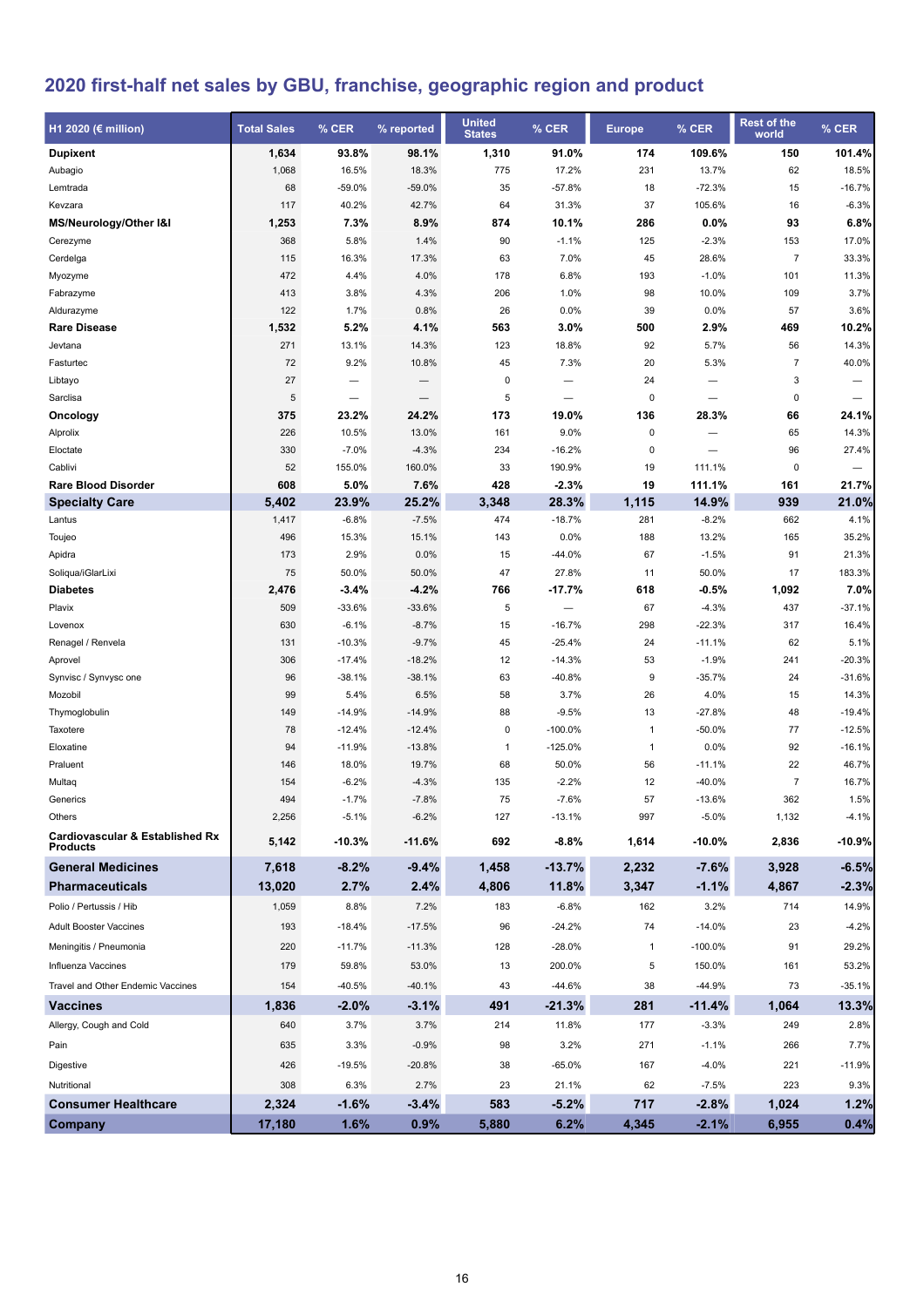## 2020 first-half net sales by GBU, franchise, geographic region and product

| H1 2020 (€ million) | Total Sales | % CER | % reported | United States | % CER | Europe | % CER | Rest of the world | % CER |
|---|---|---|---|---|---|---|---|---|---|
| **Dupixent** | **1,634** | **93.8%** | **98.1%** | **1,310** | **91.0%** | **174** | **109.6%** | **150** | **101.4%** |
| Aubagio | 1,068 | 16.5% | 18.3% | 775 | 17.2% | 231 | 13.7% | 62 | 18.5% |
| Lemtrada | 68 | -59.0% | -59.0% | 35 | -57.8% | 18 | -72.3% | 15 | -16.7% |
| Kevzara | 117 | 40.2% | 42.7% | 64 | 31.3% | 37 | 105.6% | 16 | -6.3% |
| **MS/Neurology/Other I&I** | **1,253** | **7.3%** | **8.9%** | **874** | **10.1%** | **286** | **0.0%** | **93** | **6.8%** |
| Cerezyme | 368 | 5.8% | 1.4% | 90 | -1.1% | 125 | -2.3% | 153 | 17.0% |
| Cerdelga | 115 | 16.3% | 17.3% | 63 | 7.0% | 45 | 28.6% | 7 | 33.3% |
| Myozyme | 472 | 4.4% | 4.0% | 178 | 6.8% | 193 | -1.0% | 101 | 11.3% |
| Fabrazyme | 413 | 3.8% | 4.3% | 206 | 1.0% | 98 | 10.0% | 109 | 3.7% |
| Aldurazyme | 122 | 1.7% | 0.8% | 26 | 0.0% | 39 | 0.0% | 57 | 3.6% |
| **Rare Disease** | **1,532** | **5.2%** | **4.1%** | **563** | **3.0%** | **500** | **2.9%** | **469** | **10.2%** |
| Jevtana | 271 | 13.1% | 14.3% | 123 | 18.8% | 92 | 5.7% | 56 | 14.3% |
| Fasturtec | 72 | 9.2% | 10.8% | 45 | 7.3% | 20 | 5.3% | 7 | 40.0% |
| Libtayo | 27 | — | — | 0 | — | 24 | — | 3 | — |
| Sarclisa | 5 | — | — | 5 | — | 0 | — | 0 | — |
| **Oncology** | **375** | **23.2%** | **24.2%** | **173** | **19.0%** | **136** | **28.3%** | **66** | **24.1%** |
| Alprolix | 226 | 10.5% | 13.0% | 161 | 9.0% | 0 | — | 65 | 14.3% |
| Eloctate | 330 | -7.0% | -4.3% | 234 | -16.2% | 0 | — | 96 | 27.4% |
| Cablivi | 52 | 155.0% | 160.0% | 33 | 190.9% | 19 | 111.1% | 0 | — |
| **Rare Blood Disorder** | **608** | **5.0%** | **7.6%** | **428** | **-2.3%** | **19** | **111.1%** | **161** | **21.7%** |
| **Specialty Care** | **5,402** | **23.9%** | **25.2%** | **3,348** | **28.3%** | **1,115** | **14.9%** | **939** | **21.0%** |
| Lantus | 1,417 | -6.8% | -7.5% | 474 | -18.7% | 281 | -8.2% | 662 | 4.1% |
| Toujeo | 496 | 15.3% | 15.1% | 143 | 0.0% | 188 | 13.2% | 165 | 35.2% |
| Apidra | 173 | 2.9% | 0.0% | 15 | -44.0% | 67 | -1.5% | 91 | 21.3% |
| Soliqua/iGlarLixi | 75 | 50.0% | 50.0% | 47 | 27.8% | 11 | 50.0% | 17 | 183.3% |
| **Diabetes** | **2,476** | **-3.4%** | **-4.2%** | **766** | **-17.7%** | **618** | **-0.5%** | **1,092** | **7.0%** |
| Plavix | 509 | -33.6% | -33.6% | 5 | — | 67 | -4.3% | 437 | -37.1% |
| Lovenox | 630 | -6.1% | -8.7% | 15 | -16.7% | 298 | -22.3% | 317 | 16.4% |
| Renagel / Renvela | 131 | -10.3% | -9.7% | 45 | -25.4% | 24 | -11.1% | 62 | 5.1% |
| Aprovel | 306 | -17.4% | -18.2% | 12 | -14.3% | 53 | -1.9% | 241 | -20.3% |
| Synvisc / Synvysc one | 96 | -38.1% | -38.1% | 63 | -40.8% | 9 | -35.7% | 24 | -31.6% |
| Mozobil | 99 | 5.4% | 6.5% | 58 | 3.7% | 26 | 4.0% | 15 | 14.3% |
| Thymoglobulin | 149 | -14.9% | -14.9% | 88 | -9.5% | 13 | -27.8% | 48 | -19.4% |
| Taxotere | 78 | -12.4% | -12.4% | 0 | -100.0% | 1 | -50.0% | 77 | -12.5% |
| Eloxatine | 94 | -11.9% | -13.8% | 1 | -125.0% | 1 | 0.0% | 92 | -16.1% |
| Praluent | 146 | 18.0% | 19.7% | 68 | 50.0% | 56 | -11.1% | 22 | 46.7% |
| Multaq | 154 | -6.2% | -4.3% | 135 | -2.2% | 12 | -40.0% | 7 | 16.7% |
| Generics | 494 | -1.7% | -7.8% | 75 | -7.6% | 57 | -13.6% | 362 | 1.5% |
| Others | 2,256 | -5.1% | -6.2% | 127 | -13.1% | 997 | -5.0% | 1,132 | -4.1% |
| **Cardiovascular & Established Rx Products** | **5,142** | **-10.3%** | **-11.6%** | **692** | **-8.8%** | **1,614** | **-10.0%** | **2,836** | **-10.9%** |
| **General Medicines** | **7,618** | **-8.2%** | **-9.4%** | **1,458** | **-13.7%** | **2,232** | **-7.6%** | **3,928** | **-6.5%** |
| **Pharmaceuticals** | **13,020** | **2.7%** | **2.4%** | **4,806** | **11.8%** | **3,347** | **-1.1%** | **4,867** | **-2.3%** |
| Polio / Pertussis / Hib | 1,059 | 8.8% | 7.2% | 183 | -6.8% | 162 | 3.2% | 714 | 14.9% |
| Adult Booster Vaccines | 193 | -18.4% | -17.5% | 96 | -24.2% | 74 | -14.0% | 23 | -4.2% |
| Meningitis / Pneumonia | 220 | -11.7% | -11.3% | 128 | -28.0% | 1 | -100.0% | 91 | 29.2% |
| Influenza Vaccines | 179 | 59.8% | 53.0% | 13 | 200.0% | 5 | 150.0% | 161 | 53.2% |
| Travel and Other Endemic Vaccines | 154 | -40.5% | -40.1% | 43 | -44.6% | 38 | -44.9% | 73 | -35.1% |
| **Vaccines** | **1,836** | **-2.0%** | **-3.1%** | **491** | **-21.3%** | **281** | **-11.4%** | **1,064** | **13.3%** |
| Allergy, Cough and Cold | 640 | 3.7% | 3.7% | 214 | 11.8% | 177 | -3.3% | 249 | 2.8% |
| Pain | 635 | 3.3% | -0.9% | 98 | 3.2% | 271 | -1.1% | 266 | 7.7% |
| Digestive | 426 | -19.5% | -20.8% | 38 | -65.0% | 167 | -4.0% | 221 | -11.9% |
| Nutritional | 308 | 6.3% | 2.7% | 23 | 21.1% | 62 | -7.5% | 223 | 9.3% |
| **Consumer Healthcare** | **2,324** | **-1.6%** | **-3.4%** | **583** | **-5.2%** | **717** | **-2.8%** | **1,024** | **1.2%** |
| **Company** | **17,180** | **1.6%** | **0.9%** | **5,880** | **6.2%** | **4,345** | **-2.1%** | **6,955** | **0.4%** |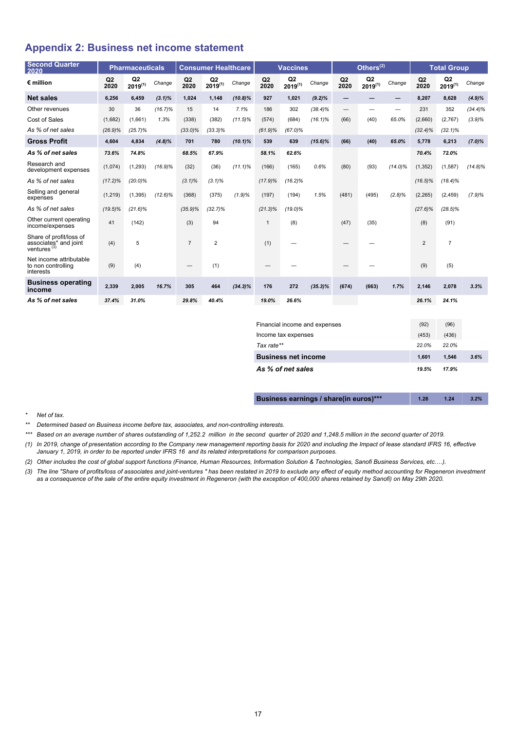## Appendix 2: Business net income statement

| Second Quarter 2020 | Pharmaceuticals | | | Consumer Healthcare | | | Vaccines | | | Others[2] | | | Total Group | | |
|---|---|---|---|---|---|---|---|---|---|---|---|---|---|---|---|
| € million | Q2 2020 | Q2 2019[1] | Change | Q2 2020 | Q2 2019[1] | Change | Q2 2020 | Q2 2019[1] | Change | Q2 2020 | Q2 2019[1] | Change | Q2 2020 | Q2 2019[1] | Change |
| **Net sales** | **6,256** | **6,459** | ***(3.1)%*** | **1,024** | **1,148** | ***(10.8)%*** | **927** | **1,021** | ***(9.2)%*** | **—** | **—** | **—** | **8,207** | **8,628** | ***(4.9)%*** |
| Other revenues | 30 | 36 | *(16.7)%* | 15 | 14 | *7.1%* | 186 | 302 | *(38.4)%* | — | — | — | 231 | 352 | *(34.4)%* |
| Cost of Sales | (1,682) | (1,661) | *1.3%* | (338) | (382) | *(11.5)%* | (574) | (684) | *(16.1)%* | (66) | (40) | *65.0%* | (2,660) | (2,767) | *(3.9)%* |
| *As % of net sales* | *(26.9)%* | *(25.7)%* | | *(33.0)%* | *(33.3)%* | | *(61.9)%* | *(67.0)%* | | | | | *(32.4)%* | *(32.1)%* | |
| **Gross Profit** | **4,604** | **4,834** | ***(4.8)%*** | **701** | **780** | ***(10.1)%*** | **539** | **639** | ***(15.6)%*** | **(66)** | **(40)** | ***65.0%*** | **5,778** | **6,213** | ***(7.0)%*** |
| ***As % of net sales*** | ***73.6%*** | ***74.8%*** | | ***68.5%*** | ***67.9%*** | | ***58.1%*** | ***62.6%*** | | | | | ***70.4%*** | ***72.0%*** | |
| Research and development expenses | (1,074) | (1,293) | *(16.9)%* | (32) | (36) | *(11.1)%* | (166) | (165) | *0.6%* | (80) | (93) | *(14.0)%* | (1,352) | (1,587) | *(14.8)%* |
| *As % of net sales* | *(17.2)%* | *(20.0)%* | | *(3.1)%* | *(3.1)%* | | *(17.9)%* | *(16.2)%* | | | | | *(16.5)%* | *(18.4)%* | |
| Selling and general expenses | (1,219) | (1,395) | *(12.6)%* | (368) | (375) | *(1.9)%* | (197) | (194) | *1.5%* | (481) | (495) | *(2.8)%* | (2,265) | (2,459) | *(7.9)%* |
| *As % of net sales* | *(19.5)%* | *(21.6)%* | | *(35.9)%* | *(32.7)%* | | *(21.3)%* | *(19.0)%* | | | | | *(27.6)%* | *(28.5)%* | |
| Other current operating income/expenses | 41 | (142) | | (3) | 94 | | 1 | (8) | | (47) | (35) | | (8) | (91) | |
| Share of profit/loss of associates* and joint ventures[3] | (4) | 5 | | 7 | 2 | | (1) | — | | — | — | | 2 | 7 | |
| Net income attributable to non controlling interests | (9) | (4) | | — | (1) | | — | — | | — | — | | (9) | (5) | |
| **Business operating income** | **2,339** | **2,005** | ***16.7%*** | **305** | **464** | ***(34.3)%*** | **176** | **272** | ***(35.3)%*** | **(674)** | **(663)** | ***1.7%*** | **2,146** | **2,078** | ***3.3%*** |
| ***As % of net sales*** | ***37.4%*** | ***31.0%*** | | ***29.8%*** | ***40.4%*** | | ***19.0%*** | ***26.6%*** | | | | | ***26.1%*** | ***24.1%*** | |

| | Q2 2020 | Q2 2019[1] | Change |
|---|---|---|---|
| Financial income and expenses | (92) | (96) | |
| Income tax expenses | (453) | (436) | |
| *Tax rate*** | *22.0%* | *22.0%* | |
| **Business net income** | **1,601** | **1,546** | ***3.6%*** |
| ***As % of net sales*** | ***19.5%*** | ***17.9%*** | |
| **Business earnings / share(in euros)***** | **1.28** | **1.24** | ***3.2%*** |

\* *Net of tax.*

\*\* *Determined based on Business income before tax, associates, and non-controlling interests.*

\*\*\* *Based on an average number of shares outstanding of 1,252.2 million in the second quarter of 2020 and 1,248.5 million in the second quarter of 2019.*

(1) *In 2019, change of presentation according to the Company new management reporting basis for 2020 and including the Impact of lease standard IFRS 16, effective January 1, 2019, in order to be reported under IFRS 16 and its related interpretations for comparison purposes.*

(2) *Other includes the cost of global support functions (Finance, Human Resources, Information Solution & Technologies, Sanofi Business Services, etc….).*

(3) *The line "Share of profits/loss of associates and joint-ventures " has been restated in 2019 to exclude any effect of equity method accounting for Regeneron investment as a consequence of the sale of the entire equity investment in Regeneron (with the exception of 400,000 shares retained by Sanofi) on May 29th 2020.*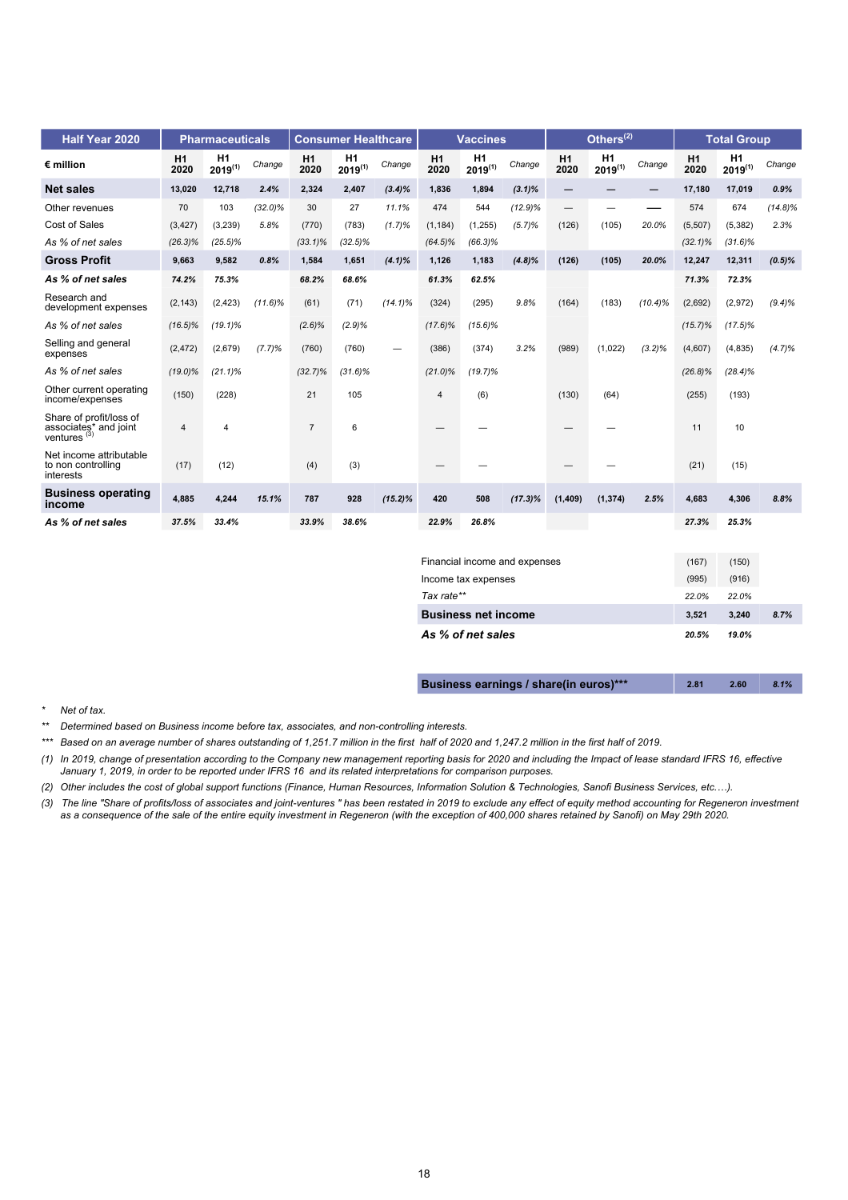| Half Year 2020 | Pharmaceuticals | | | Consumer Healthcare | | | Vaccines | | | Others(2) | | | Total Group | | |
|---|---|---|---|---|---|---|---|---|---|---|---|---|---|---|---|
| € million | H1 2020 | H1 2019(1) | *Change* | H1 2020 | H1 2019(1) | *Change* | H1 2020 | H1 2019(1) | *Change* | H1 2020 | H1 2019(1) | *Change* | H1 2020 | H1 2019(1) | *Change* |
| **Net sales** | **13,020** | **12,718** | ***2.4%*** | **2,324** | **2,407** | ***(3.4)%*** | **1,836** | **1,894** | ***(3.1)%*** | **—** | **—** | **—** | **17,180** | **17,019** | ***0.9%*** |
| Other revenues | 70 | 103 | *(32.0)%* | 30 | 27 | *11.1%* | 474 | 544 | *(12.9)%* | — | — | — | 574 | 674 | *(14.8)%* |
| Cost of Sales | (3,427) | (3,239) | *5.8%* | (770) | (783) | *(1.7)%* | (1,184) | (1,255) | *(5.7)%* | (126) | (105) | *20.0%* | (5,507) | (5,382) | *2.3%* |
| *As % of net sales* | *(26.3)%* | *(25.5)%* | | *(33.1)%* | *(32.5)%* | | *(64.5)%* | *(66.3)%* | | | | | *(32.1)%* | *(31.6)%* | |
| **Gross Profit** | **9,663** | **9,582** | ***0.8%*** | **1,584** | **1,651** | ***(4.1)%*** | **1,126** | **1,183** | ***(4.8)%*** | **(126)** | **(105)** | ***20.0%*** | **12,247** | **12,311** | ***(0.5)%*** |
| ***As % of net sales*** | ***74.2%*** | ***75.3%*** | | ***68.2%*** | ***68.6%*** | | ***61.3%*** | ***62.5%*** | | | | | ***71.3%*** | ***72.3%*** | |
| Research and development expenses | (2,143) | (2,423) | *(11.6)%* | (61) | (71) | *(14.1)%* | (324) | (295) | *9.8%* | (164) | (183) | *(10.4)%* | (2,692) | (2,972) | *(9.4)%* |
| *As % of net sales* | *(16.5)%* | *(19.1)%* | | *(2.6)%* | *(2.9)%* | | *(17.6)%* | *(15.6)%* | | | | | *(15.7)%* | *(17.5)%* | |
| Selling and general expenses | (2,472) | (2,679) | *(7.7)%* | (760) | (760) | — | (386) | (374) | *3.2%* | (989) | (1,022) | *(3.2)%* | (4,607) | (4,835) | *(4.7)%* |
| *As % of net sales* | *(19.0)%* | *(21.1)%* | | *(32.7)%* | *(31.6)%* | | *(21.0)%* | *(19.7)%* | | | | | *(26.8)%* | *(28.4)%* | |
| Other current operating income/expenses | (150) | (228) | | 21 | 105 | | 4 | (6) | | (130) | (64) | | (255) | (193) | |
| Share of profit/loss of associates* and joint ventures (3) | 4 | 4 | | 7 | 6 | | — | — | | — | — | | 11 | 10 | |
| Net income attributable to non controlling interests | (17) | (12) | | (4) | (3) | | — | — | | — | — | | (21) | (15) | |
| **Business operating income** | **4,885** | **4,244** | ***15.1%*** | **787** | **928** | ***(15.2)%*** | **420** | **508** | ***(17.3)%*** | **(1,409)** | **(1,374)** | ***2.5%*** | **4,683** | **4,306** | ***8.8%*** |
| ***As % of net sales*** | ***37.5%*** | ***33.4%*** | | ***33.9%*** | ***38.6%*** | | ***22.9%*** | ***26.8%*** | | | | | ***27.3%*** | ***25.3%*** | |

| | H1 2020 | H1 2019(1) | Change |
|---|---|---|---|
| Financial income and expenses | (167) | (150) | |
| Income tax expenses | (995) | (916) | |
| *Tax rate*** | *22.0%* | *22.0%* | |
| **Business net income** | **3,521** | **3,240** | ***8.7%*** |
| ***As % of net sales*** | ***20.5%*** | ***19.0%*** | |
| **Business earnings / share(in euros)***** | **2.81** | **2.60** | ***8.1%*** |

\* *Net of tax.*

\*\* *Determined based on Business income before tax, associates, and non-controlling interests.*

\*\*\* *Based on an average number of shares outstanding of 1,251.7 million in the first half of 2020 and 1,247.2 million in the first half of 2019.*

(1) *In 2019, change of presentation according to the Company new management reporting basis for 2020 and including the Impact of lease standard IFRS 16, effective January 1, 2019, in order to be reported under IFRS 16 and its related interpretations for comparison purposes.*

(2) *Other includes the cost of global support functions (Finance, Human Resources, Information Solution & Technologies, Sanofi Business Services, etc.…).*

(3) *The line "Share of profits/loss of associates and joint-ventures " has been restated in 2019 to exclude any effect of equity method accounting for Regeneron investment as a consequence of the sale of the entire equity investment in Regeneron (with the exception of 400,000 shares retained by Sanofi) on May 29th 2020.*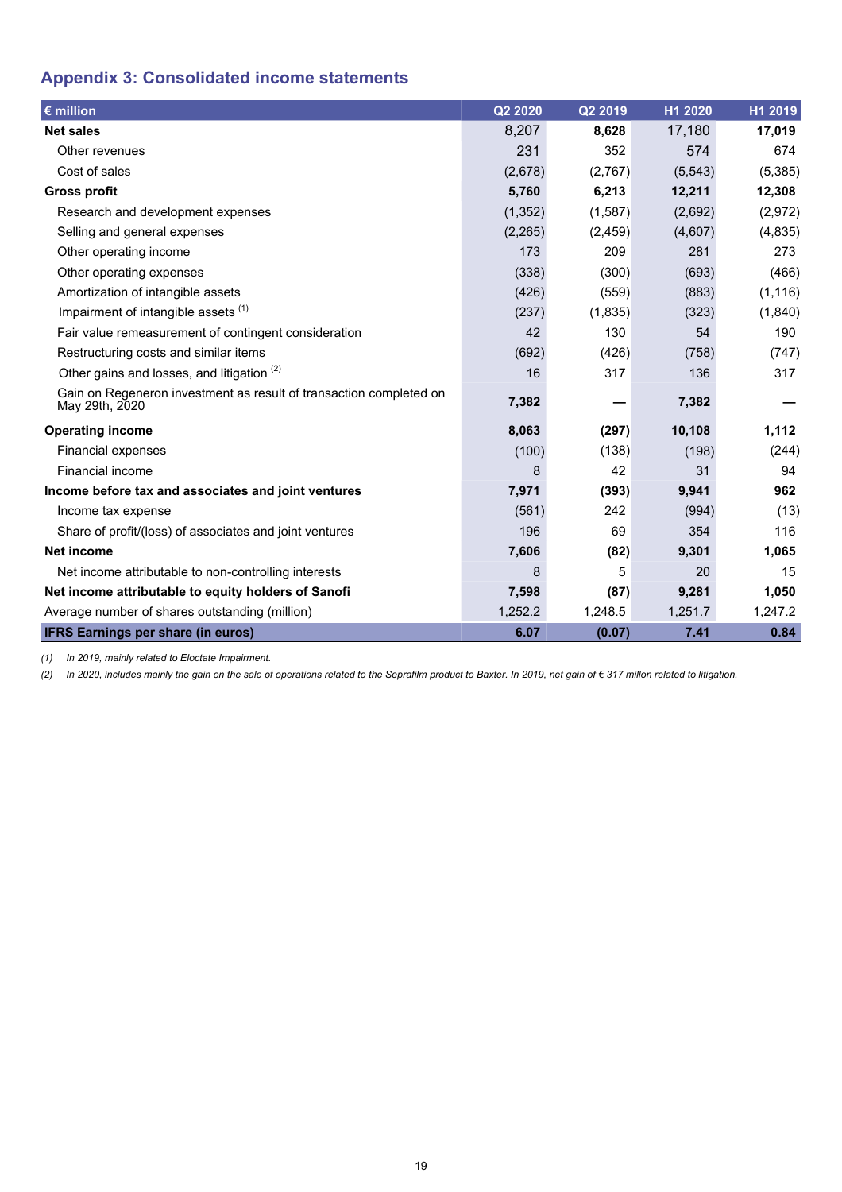## Appendix 3: Consolidated income statements

| € million | Q2 2020 | Q2 2019 | H1 2020 | H1 2019 |
|---|---|---|---|---|
| **Net sales** | 8,207 | **8,628** | 17,180 | **17,019** |
| Other revenues | 231 | 352 | 574 | 674 |
| Cost of sales | (2,678) | (2,767) | (5,543) | (5,385) |
| **Gross profit** | **5,760** | **6,213** | **12,211** | **12,308** |
| Research and development expenses | (1,352) | (1,587) | (2,692) | (2,972) |
| Selling and general expenses | (2,265) | (2,459) | (4,607) | (4,835) |
| Other operating income | 173 | 209 | 281 | 273 |
| Other operating expenses | (338) | (300) | (693) | (466) |
| Amortization of intangible assets | (426) | (559) | (883) | (1,116) |
| Impairment of intangible assets (1) | (237) | (1,835) | (323) | (1,840) |
| Fair value remeasurement of contingent consideration | 42 | 130 | 54 | 190 |
| Restructuring costs and similar items | (692) | (426) | (758) | (747) |
| Other gains and losses, and litigation (2) | 16 | 317 | 136 | 317 |
| Gain on Regeneron investment as result of transaction completed on May 29th, 2020 | **7,382** | **—** | **7,382** | **—** |
| **Operating income** | **8,063** | **(297)** | **10,108** | **1,112** |
| Financial expenses | (100) | (138) | (198) | (244) |
| Financial income | 8 | 42 | 31 | 94 |
| **Income before tax and associates and joint ventures** | **7,971** | **(393)** | **9,941** | **962** |
| Income tax expense | (561) | 242 | (994) | (13) |
| Share of profit/(loss) of associates and joint ventures | 196 | 69 | 354 | 116 |
| **Net income** | **7,606** | **(82)** | **9,301** | **1,065** |
| Net income attributable to non-controlling interests | 8 | 5 | 20 | 15 |
| **Net income attributable to equity holders of Sanofi** | **7,598** | **(87)** | **9,281** | **1,050** |
| Average number of shares outstanding (million) | 1,252.2 | 1,248.5 | 1,251.7 | 1,247.2 |
| **IFRS Earnings per share (in euros)** | **6.07** | **(0.07)** | **7.41** | **0.84** |

*(1) In 2019, mainly related to Eloctate Impairment.*

*(2) In 2020, includes mainly the gain on the sale of operations related to the Seprafilm product to Baxter. In 2019, net gain of € 317 millon related to litigation.*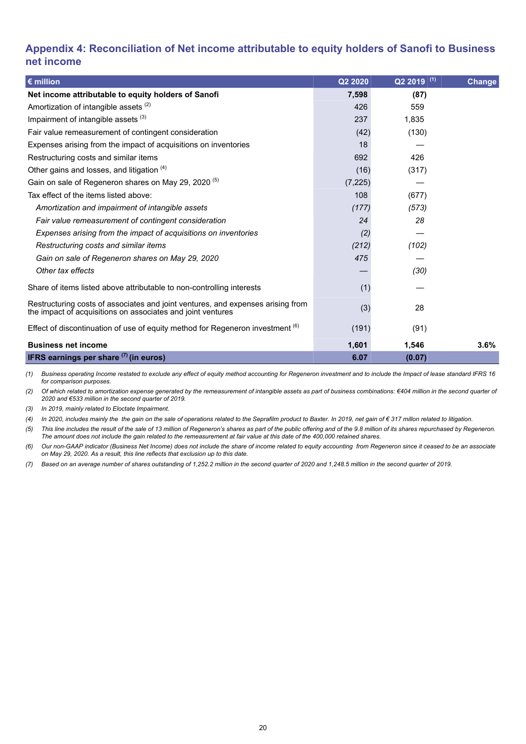## Appendix 4: Reconciliation of Net income attributable to equity holders of Sanofi to Business net income

| € million | Q2 2020 | Q2 2019 [(1)] | Change |
|---|---|---|---|
| **Net income attributable to equity holders of Sanofi** | **7,598** | **(87)** | |
| Amortization of intangible assets [(2)] | 426 | 559 | |
| Impairment of intangible assets [(3)] | 237 | 1,835 | |
| Fair value remeasurement of contingent consideration | (42) | (130) | |
| Expenses arising from the impact of acquisitions on inventories | 18 | — | |
| Restructuring costs and similar items | 692 | 426 | |
| Other gains and losses, and litigation [(4)] | (16) | (317) | |
| Gain on sale of Regeneron shares on May 29, 2020 [(5)] | (7,225) | — | |
| Tax effect of the items listed above: | 108 | (677) | |
| *Amortization and impairment of intangible assets* | *(177)* | *(573)* | |
| *Fair value remeasurement of contingent consideration* | *24* | *28* | |
| *Expenses arising from the impact of acquisitions on inventories* | *(2)* | *—* | |
| *Restructuring costs and similar items* | *(212)* | *(102)* | |
| *Gain on sale of Regeneron shares on May 29, 2020* | *475* | *—* | |
| *Other tax effects* | *—* | *(30)* | |
| Share of items listed above attributable to non-controlling interests | (1) | — | |
| Restructuring costs of associates and joint ventures, and expenses arising from the impact of acquisitions on associates and joint ventures | (3) | 28 | |
| Effect of discontinuation of use of equity method for Regeneron investment [(6)] | (191) | (91) | |
| **Business net income** | **1,601** | **1,546** | **3.6%** |
| **IFRS earnings per share [(7)] (in euros)** | **6.07** | **(0.07)** | |

*(1) Business operating Income restated to exclude any effect of equity method accounting for Regeneron investment and to include the Impact of lease standard IFRS 16 for comparison purposes.*

*(2) Of which related to amortization expense generated by the remeasurement of intangible assets as part of business combinations: €404 million in the second quarter of 2020 and €533 million in the second quarter of 2019.*

*(3) In 2019, mainly related to Eloctate Impairment.*

*(4) In 2020, includes mainly the the gain on the sale of operations related to the Seprafilm product to Baxter. In 2019, net gain of € 317 millon related to litigation.*

*(5) This line includes the result of the sale of 13 million of Regeneron's shares as part of the public offering and of the 9.8 million of its shares repurchased by Regeneron. The amount does not include the gain related to the remeasurement at fair value at this date of the 400,000 retained shares.*

*(6) Our non-GAAP indicator (Business Net Income) does not include the share of income related to equity accounting from Regeneron since it ceased to be an associate on May 29, 2020. As a result, this line reflects that exclusion up to this date.*

*(7) Based on an average number of shares outstanding of 1,252.2 million in the second quarter of 2020 and 1,248.5 million in the second quarter of 2019.*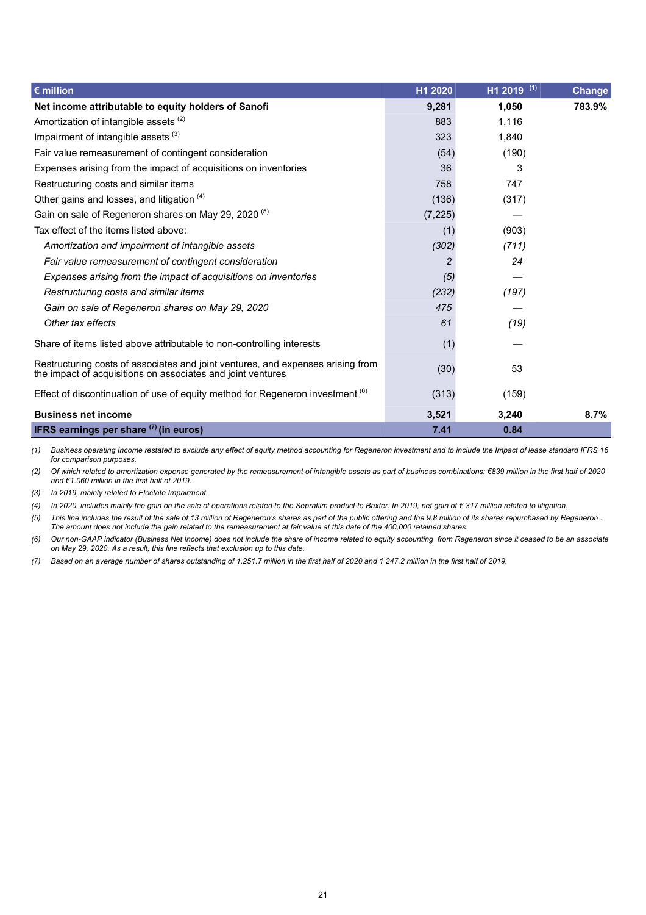| € million | H1 2020 | H1 2019 [(1)] | Change |
|---|---|---|---|
| **Net income attributable to equity holders of Sanofi** | **9,281** | **1,050** | **783.9%** |
| Amortization of intangible assets [(2)] | 883 | 1,116 | |
| Impairment of intangible assets [(3)] | 323 | 1,840 | |
| Fair value remeasurement of contingent consideration | (54) | (190) | |
| Expenses arising from the impact of acquisitions on inventories | 36 | 3 | |
| Restructuring costs and similar items | 758 | 747 | |
| Other gains and losses, and litigation [(4)] | (136) | (317) | |
| Gain on sale of Regeneron shares on May 29, 2020 [(5)] | (7,225) | — | |
| Tax effect of the items listed above: | (1) | (903) | |
| *Amortization and impairment of intangible assets* | *(302)* | *(711)* | |
| *Fair value remeasurement of contingent consideration* | *2* | *24* | |
| *Expenses arising from the impact of acquisitions on inventories* | *(5)* | *—* | |
| *Restructuring costs and similar items* | *(232)* | *(197)* | |
| *Gain on sale of Regeneron shares on May 29, 2020* | *475* | *—* | |
| *Other tax effects* | *61* | *(19)* | |
| Share of items listed above attributable to non-controlling interests | (1) | — | |
| Restructuring costs of associates and joint ventures, and expenses arising from the impact of acquisitions on associates and joint ventures | (30) | 53 | |
| Effect of discontinuation of use of equity method for Regeneron investment [(6)] | (313) | (159) | |
| **Business net income** | **3,521** | **3,240** | **8.7%** |
| **IFRS earnings per share [(7)] (in euros)** | **7.41** | **0.84** | |

*(1) Business operating Income restated to exclude any effect of equity method accounting for Regeneron investment and to include the Impact of lease standard IFRS 16 for comparison purposes.*

*(2) Of which related to amortization expense generated by the remeasurement of intangible assets as part of business combinations: €839 million in the first half of 2020 and €1.060 million in the first half of 2019.*

*(3) In 2019, mainly related to Eloctate Impairment.*

*(4) In 2020, includes mainly the gain on the sale of operations related to the Seprafilm product to Baxter. In 2019, net gain of € 317 million related to litigation.*

*(5) This line includes the result of the sale of 13 million of Regeneron's shares as part of the public offering and the 9.8 million of its shares repurchased by Regeneron . The amount does not include the gain related to the remeasurement at fair value at this date of the 400,000 retained shares.*

*(6) Our non-GAAP indicator (Business Net Income) does not include the share of income related to equity accounting from Regeneron since it ceased to be an associate on May 29, 2020. As a result, this line reflects that exclusion up to this date.*

*(7) Based on an average number of shares outstanding of 1,251.7 million in the first half of 2020 and 1 247.2 million in the first half of 2019.*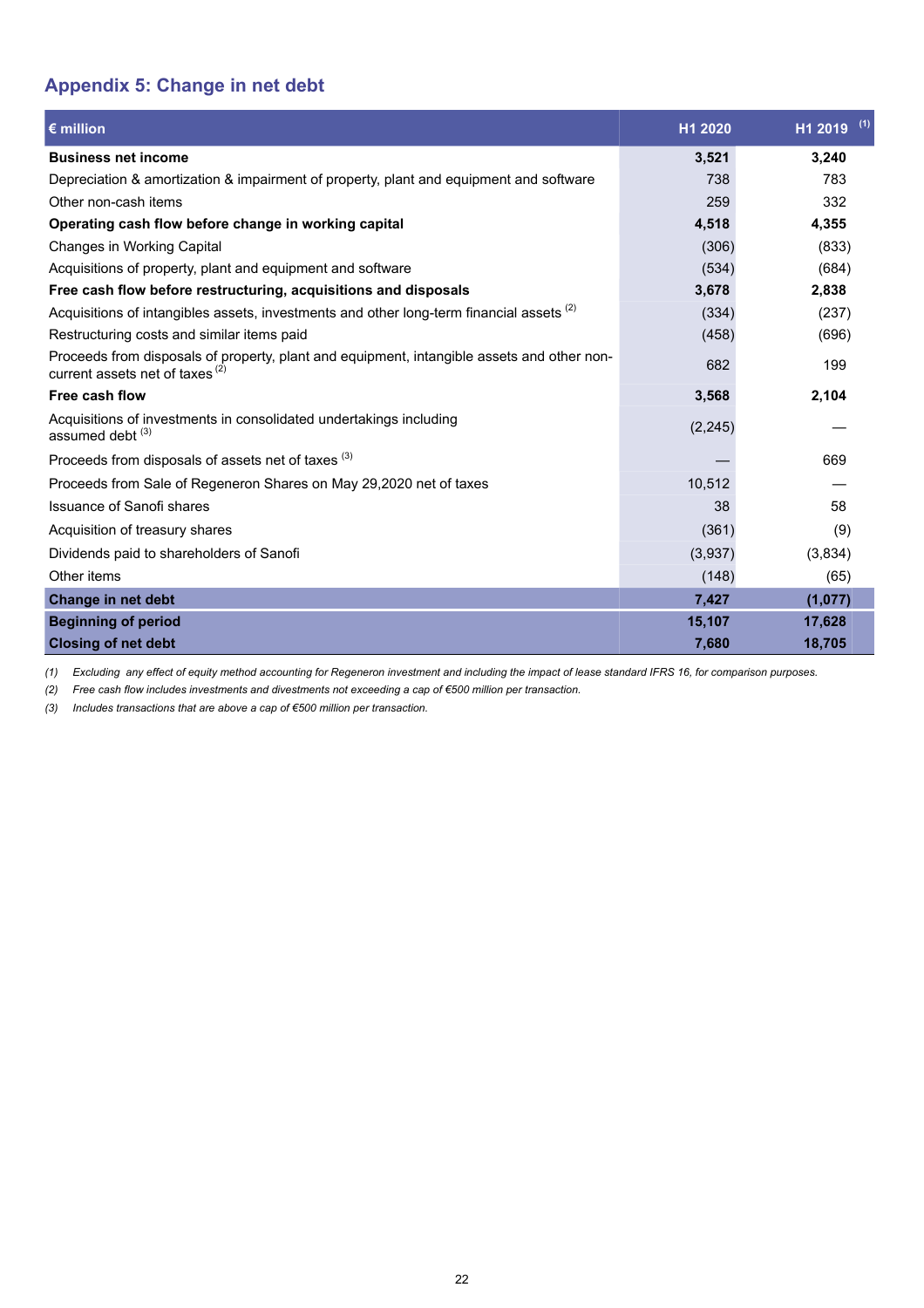## Appendix 5: Change in net debt

| € million | H1 2020 | H1 2019 [(1)] |
|---|---|---|
| **Business net income** | **3,521** | **3,240** |
| Depreciation & amortization & impairment of property, plant and equipment and software | 738 | 783 |
| Other non-cash items | 259 | 332 |
| **Operating cash flow before change in working capital** | **4,518** | **4,355** |
| Changes in Working Capital | (306) | (833) |
| Acquisitions of property, plant and equipment and software | (534) | (684) |
| **Free cash flow before restructuring, acquisitions and disposals** | **3,678** | **2,838** |
| Acquisitions of intangibles assets, investments and other long-term financial assets [(2)] | (334) | (237) |
| Restructuring costs and similar items paid | (458) | (696) |
| Proceeds from disposals of property, plant and equipment, intangible assets and other non-current assets net of taxes [(2)] | 682 | 199 |
| **Free cash flow** | **3,568** | **2,104** |
| Acquisitions of investments in consolidated undertakings including assumed debt [(3)] | (2,245) | — |
| Proceeds from disposals of assets net of taxes [(3)] | — | 669 |
| Proceeds from Sale of Regeneron Shares on May 29,2020 net of taxes | 10,512 | — |
| Issuance of Sanofi shares | 38 | 58 |
| Acquisition of treasury shares | (361) | (9) |
| Dividends paid to shareholders of Sanofi | (3,937) | (3,834) |
| Other items | (148) | (65) |
| **Change in net debt** | **7,427** | **(1,077)** |
| **Beginning of period** | **15,107** | **17,628** |
| **Closing of net debt** | **7,680** | **18,705** |

*(1) Excluding any effect of equity method accounting for Regeneron investment and including the impact of lease standard IFRS 16, for comparison purposes.*

*(2) Free cash flow includes investments and divestments not exceeding a cap of €500 million per transaction.*

*(3) Includes transactions that are above a cap of €500 million per transaction.*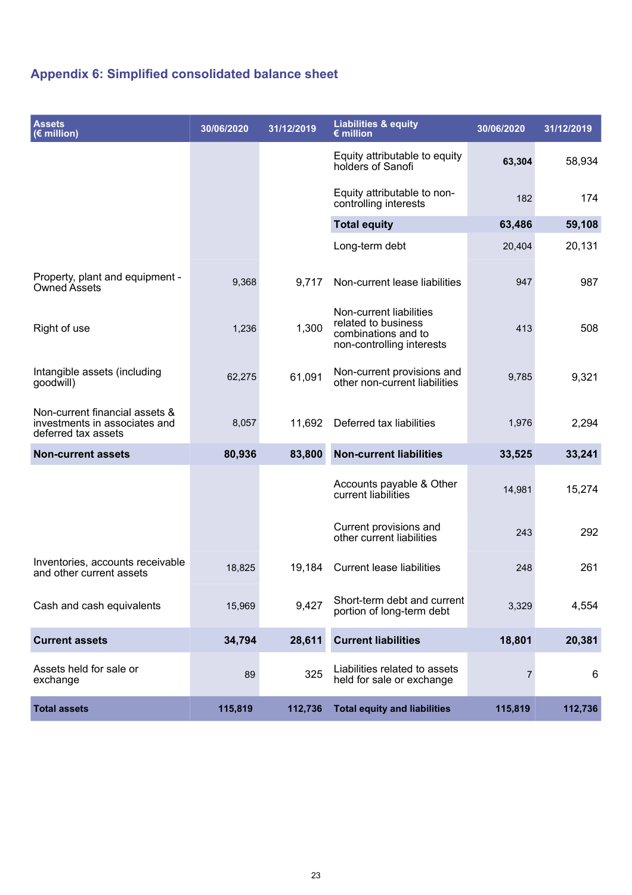## Appendix 6: Simplified consolidated balance sheet

| Assets (€ million) | 30/06/2020 | 31/12/2019 | Liabilities & equity € million | 30/06/2020 | 31/12/2019 |
|---|---|---|---|---|---|
| | | | Equity attributable to equity holders of Sanofi | **63,304** | 58,934 |
| | | | Equity attributable to non-controlling interests | 182 | 174 |
| | | | **Total equity** | **63,486** | **59,108** |
| | | | Long-term debt | 20,404 | 20,131 |
| Property, plant and equipment - Owned Assets | 9,368 | 9,717 | Non-current lease liabilities | 947 | 987 |
| Right of use | 1,236 | 1,300 | Non-current liabilities related to business combinations and to non-controlling interests | 413 | 508 |
| Intangible assets (including goodwill) | 62,275 | 61,091 | Non-current provisions and other non-current liabilities | 9,785 | 9,321 |
| Non-current financial assets & investments in associates and deferred tax assets | 8,057 | 11,692 | Deferred tax liabilities | 1,976 | 2,294 |
| **Non-current assets** | **80,936** | **83,800** | **Non-current liabilities** | **33,525** | **33,241** |
| | | | Accounts payable & Other current liabilities | 14,981 | 15,274 |
| | | | Current provisions and other current liabilities | 243 | 292 |
| Inventories, accounts receivable and other current assets | 18,825 | 19,184 | Current lease liabilities | 248 | 261 |
| Cash and cash equivalents | 15,969 | 9,427 | Short-term debt and current portion of long-term debt | 3,329 | 4,554 |
| **Current assets** | **34,794** | **28,611** | **Current liabilities** | **18,801** | **20,381** |
| Assets held for sale or exchange | 89 | 325 | Liabilities related to assets held for sale or exchange | 7 | 6 |
| **Total assets** | **115,819** | **112,736** | **Total equity and liabilities** | **115,819** | **112,736** |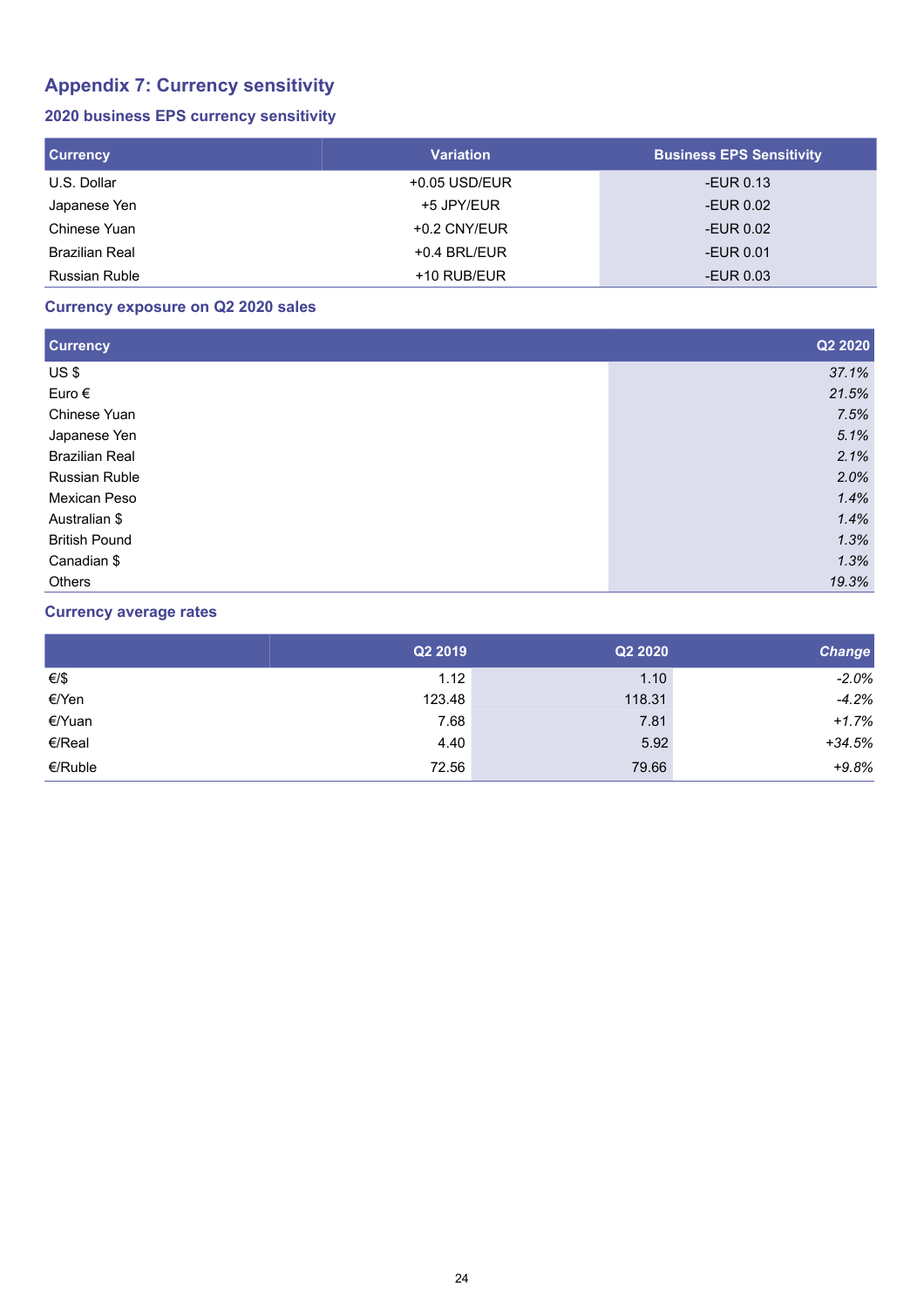## Appendix 7: Currency sensitivity

### 2020 business EPS currency sensitivity

| Currency | Variation | Business EPS Sensitivity |
|---|---|---|
| U.S. Dollar | +0.05 USD/EUR | -EUR 0.13 |
| Japanese Yen | +5 JPY/EUR | -EUR 0.02 |
| Chinese Yuan | +0.2 CNY/EUR | -EUR 0.02 |
| Brazilian Real | +0.4 BRL/EUR | -EUR 0.01 |
| Russian Ruble | +10 RUB/EUR | -EUR 0.03 |

### Currency exposure on Q2 2020 sales

| Currency | Q2 2020 |
|---|---|
| US $ | *37.1%* |
| Euro € | *21.5%* |
| Chinese Yuan | *7.5%* |
| Japanese Yen | *5.1%* |
| Brazilian Real | *2.1%* |
| Russian Ruble | *2.0%* |
| Mexican Peso | *1.4%* |
| Australian $ | *1.4%* |
| British Pound | *1.3%* |
| Canadian $ | *1.3%* |
| Others | *19.3%* |

### Currency average rates

| | Q2 2019 | Q2 2020 | *Change* |
|---|---|---|---|
| €/$ | 1.12 | 1.10 | *-2.0%* |
| €/Yen | 123.48 | 118.31 | *-4.2%* |
| €/Yuan | 7.68 | 7.81 | *+1.7%* |
| €/Real | 4.40 | 5.92 | *+34.5%* |
| €/Ruble | 72.56 | 79.66 | *+9.8%* |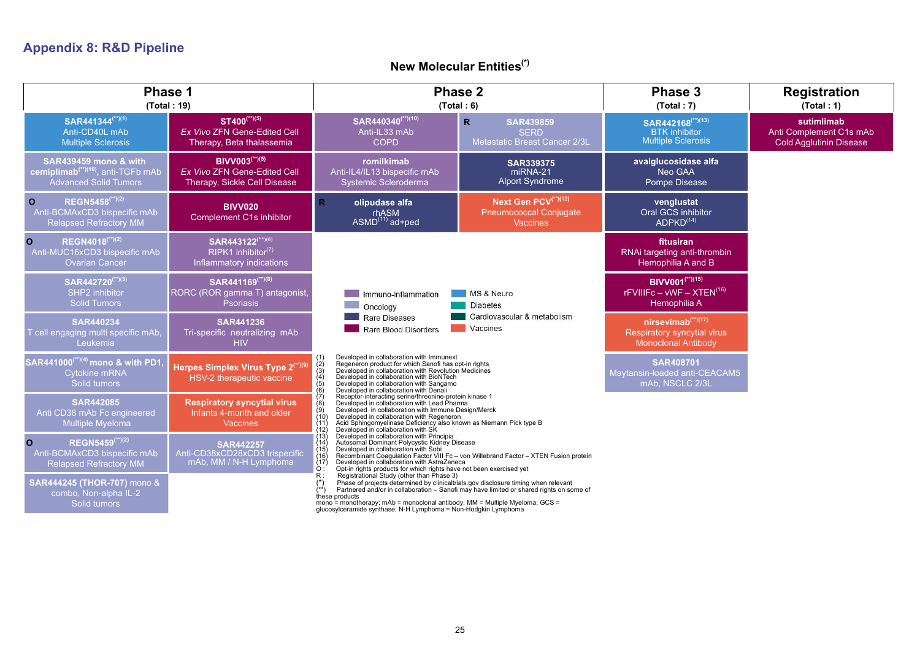## Appendix 8: R&D Pipeline

### New Molecular Entities(*)

| Phase 1 (Total : 19) | | Phase 2 (Total : 6) | | Phase 3 (Total : 7) | Registration (Total : 1) |
|---|---|---|---|---|---|
| **SAR441344**(**)(1) Anti-CD40L mAb Multiple Sclerosis | **ST400**(**)(5) *Ex Vivo* ZFN Gene-Edited Cell Therapy, Beta thalassemia | **SAR440340**(**)(10) Anti-IL33 mAb COPD | R **SAR439859** SERD Metastatic Breast Cancer 2/3L | **SAR442168**(**)(13) BTK inhibitor Multiple Sclerosis | **sutimlimab** Anti Complement C1s mAb Cold Agglutinin Disease |
| **SAR439459 mono & with cemiplimab**(**)(10), anti-TGFb mAb Advanced Solid Tumors | **BIVV003**(**)(5) *Ex Vivo* ZFN Gene-Edited Cell Therapy, Sickle Cell Disease | **romilkimab** Anti-IL4/IL13 bispecific mAb Systemic Scleroderma | **SAR339375** miRNA-21 Alport Syndrome | **avalglucosidase alfa** Neo GAA Pompe Disease | |
| O **REGN5458**(**)(2) Anti-BCMAxCD3 bispecific mAb Relapsed Refractory MM | **BIVV020** Complement C1s inhibitor | R **olipudase alfa** rhASM ASMD(11) ad+ped | **Next Gen PCV**(**)(12) Pneumococcal Conjugate Vaccines | **venglustat** Oral GCS inhibitor ADPKD(14) | |
| O **REGN4018**(**)(2) Anti-MUC16xCD3 bispecific mAb Ovarian Cancer | **SAR443122**(**)(6) RIPK1 inhibitor(7) Inflammatory indications | | | **fitusiran** RNAi targeting anti-thrombin Hemophilia A and B | |
| **SAR442720**(**)(3) SHP2 inhibitor Solid Tumors | **SAR441169**(**)(8) RORC (ROR gamma T) antagonist, Psoriasis | | | **BIVV001**(**)(15) rFVIIIFc – vWF – XTEN(16) Hemophilia A | |
| **SAR440234** T cell engaging multi specific mAb, Leukemia | **SAR441236** Tri-specific neutralizing mAb HIV | | | **nirsevimab**(**)(17) Respiratory syncytial virus Monoclonal Antibody | |
| **SAR441000**(**)(4) **mono & with PD1,** Cytokine mRNA Solid tumors | **Herpes Simplex Virus Type 2**(**)(9) HSV-2 therapeutic vaccine | | | **SAR408701** Maytansin-loaded anti-CEACAM5 mAb, NSCLC 2/3L | |
| **SAR442085** Anti CD38 mAb Fc engineered Multiple Myeloma | **Respiratory syncytial virus** Infants 4-month and older Vaccines | | | | |
| O **REGN5459**(**)(2) Anti-BCMAxCD3 bispecific mAb Relapsed Refractory MM | **SAR442257** Anti-CD38xCD28xCD3 trispecific mAb, MM / N-H Lymphoma | | | | |
| **SAR444245 (THOR-707)** mono & combo, Non-alpha IL-2 Solid tumors | | | | | |

Legend: Immuno-inflammation; Oncology; Rare Diseases; Rare Blood Disorders; MS & Neuro; Diabetes; Cardiovascular & metabolism; Vaccines

(1) Developed in collaboration with Immunext
(2) Regeneron product for which Sanofi has opt-in rights
(3) Developed in collaboration with Revolution Medicines
(4) Developed in collaboration with BioNTech
(5) Developed in collaboration with Sangamo
(6) Developed in collaboration with Denali
(7) Receptor-interacting serine/threonine-protein kinase 1
(8) Developed in collaboration with Lead Pharma
(9) Developed in collaboration with Immune Design/Merck
(10) Developed in collaboration with Regeneron
(11) Acid Sphingomyelinase Deficiency also known as Niemann Pick type B
(12) Developed in collaboration with SK
(13) Developed in collaboration with Principia
(14) Autosomal Dominant Polycystic Kidney Disease
(15) Developed in collaboration with Sobi
(16) Recombinant Coagulation Factor VIII Fc – von Willebrand Factor – XTEN Fusion protein
(17) Developed in collaboration with AstraZeneca
O : Opt-in rights products for which rights have not been exercised yet
R : Registrational Study (other than Phase 3)
(*) Phase of projects determined by clinicaltrials.gov disclosure timing when relevant
(**) Partnered and/or in collaboration – Sanofi may have limited or shared rights on some of these products

mono = monotherapy; mAb = monoclonal antibody; MM = Multiple Myeloma; GCS = glucosylceramide synthase; N-H Lymphoma = Non-Hodgkin Lymphoma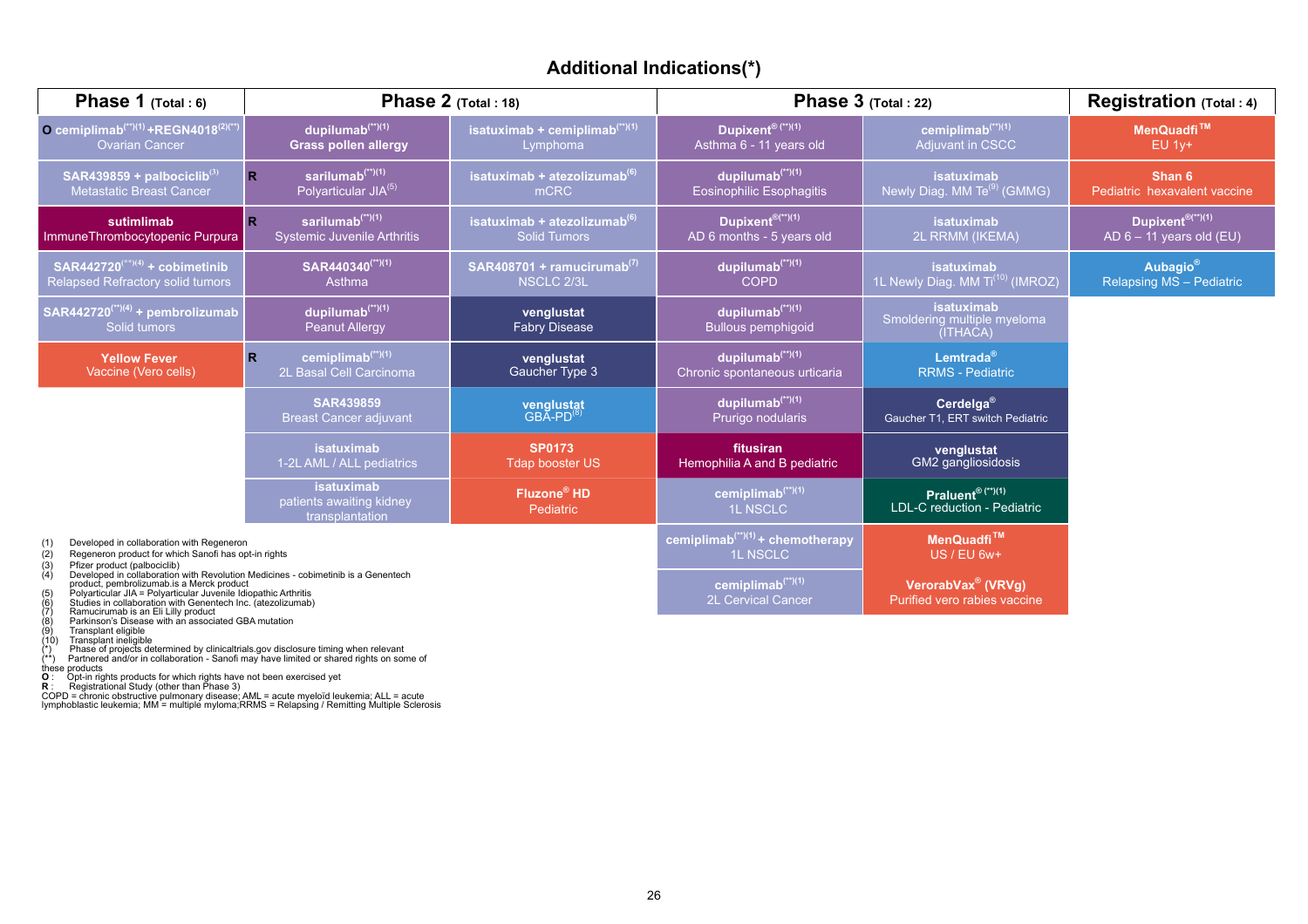## Additional Indications(*)

| Phase 1 (Total : 6) | Phase 2 (Total : 18) | | Phase 3 (Total : 22) | | Registration (Total : 4) |
|---|---|---|---|---|---|
| O cemiplimab(**)(1) +REGN4018(2)(**) Ovarian Cancer | dupilumab(**)(1) Grass pollen allergy | isatuximab + cemiplimab(**)(1) Lymphoma | Dupixent® (**)(1) Asthma 6 - 11 years old | cemiplimab(**)(1) Adjuvant in CSCC | MenQuadfi™ EU 1y+ |
| SAR439859 + palbociclib(3) Metastatic Breast Cancer | R sarilumab(**)(1) Polyarticular JIA(5) | isatuximab + atezolizumab(6) mCRC | dupilumab(**)(1) Eosinophilic Esophagitis | isatuximab Newly Diag. MM Te(9) (GMMG) | Shan 6 Pediatric hexavalent vaccine |
| sutimlimab ImmuneThrombocytopenic Purpura | R sarilumab(**)(1) Systemic Juvenile Arthritis | isatuximab + atezolizumab(6) Solid Tumors | Dupixent®(**)(1) AD 6 months - 5 years old | isatuximab 2L RRMM (IKEMA) | Dupixent®(**)(1) AD 6 – 11 years old (EU) |
| SAR442720(**)(4) + cobimetinib Relapsed Refractory solid tumors | SAR440340(**)(1) Asthma | SAR408701 + ramucirumab(7) NSCLC 2/3L | dupilumab(**)(1) COPD | isatuximab 1L Newly Diag. MM Ti(10) (IMROZ) | Aubagio® Relapsing MS – Pediatric |
| SAR442720(**)(4) + pembrolizumab Solid tumors | dupilumab(**)(1) Peanut Allergy | venglustat Fabry Disease | dupilumab(**)(1) Bullous pemphigoid | isatuximab Smoldering multiple myeloma (ITHACA) | |
| Yellow Fever Vaccine (Vero cells) | R cemiplimab(**)(1) 2L Basal Cell Carcinoma | venglustat Gaucher Type 3 | dupilumab(**)(1) Chronic spontaneous urticaria | Lemtrada® RRMS - Pediatric | |
| | SAR439859 Breast Cancer adjuvant | venglustat GBA-PD(8) | dupilumab(**)(1) Prurigo nodularis | Cerdelga® Gaucher T1, ERT switch Pediatric | |
| | isatuximab 1-2L AML / ALL pediatrics | SP0173 Tdap booster US | fitusiran Hemophilia A and B pediatric | venglustat GM2 gangliosidosis | |
| | isatuximab patients awaiting kidney transplantation | Fluzone® HD Pediatric | cemiplimab(**)(1) 1L NSCLC | Praluent® (**)(1) LDL-C reduction - Pediatric | |
| | | | cemiplimab(**)(1) + chemotherapy 1L NSCLC | MenQuadfi™ US / EU 6w+ | |
| | | | cemiplimab(**)(1) 2L Cervical Cancer | VerorabVax® (VRVg) Purified vero rabies vaccine | |

(1) Developed in collaboration with Regeneron
(2) Regeneron product for which Sanofi has opt-in rights
(3) Pfizer product (palbociclib)
(4) Developed in collaboration with Revolution Medicines - cobimetinib is a Genentech product, pembrolizumab is a Merck product
(5) Polyarticular JIA = Polyarticular Juvenile Idiopathic Arthritis
(6) Studies in collaboration with Genentech Inc. (atezolizumab)
(7) Ramucirumab is an Eli Lilly product
(8) Parkinson's Disease with an associated GBA mutation
(9) Transplant eligible
(10) Transplant ineligible
(*) Phase of projects determined by clinicaltrials.gov disclosure timing when relevant
(**) Partnered and/or in collaboration - Sanofi may have limited or shared rights on some of these products
**O** : Opt-in rights products for which rights have not been exercised yet
**R** : Registrational Study (other than Phase 3)
COPD = chronic obstructive pulmonary disease; AML = acute myeloïd leukemia; ALL = acute lymphoblastic leukemia; MM = multiple myeloma;RRMS = Relapsing / Remitting Multiple Sclerosis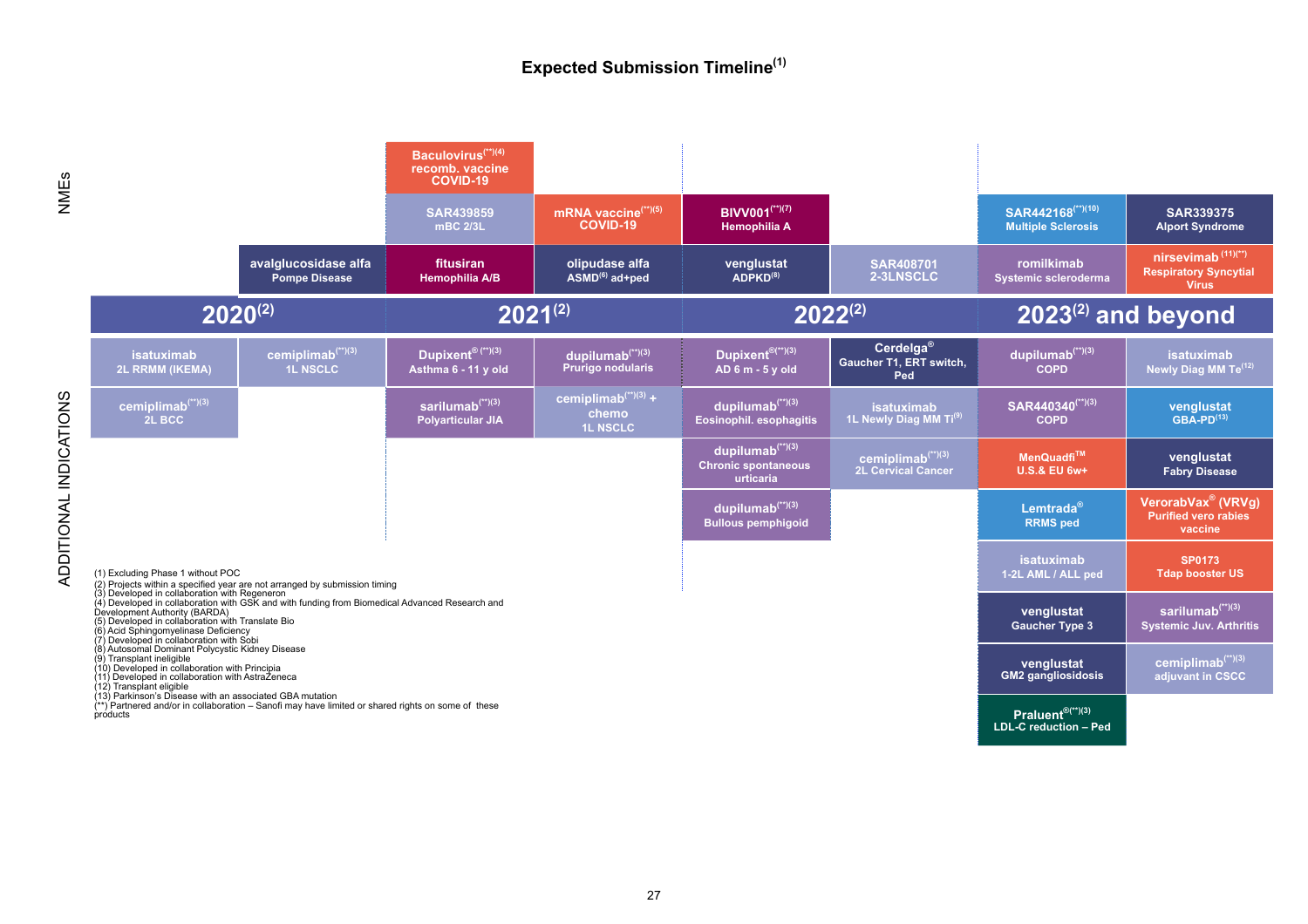# Expected Submission Timeline[1]

## NMEs

| 2020[2] | | 2021[2] | | 2022[2] | | 2023[2] and beyond | |
|---|---|---|---|---|---|---|---|
| | | **Baculovirus**[**][4] recomb. vaccine COVID-19 | | | | | |
| | | **SAR439859** mBC 2/3L | **mRNA vaccine**[**][5] COVID-19 | **BIVV001**[**][7] Hemophilia A | | **SAR442168**[**][10] Multiple Sclerosis | **SAR339375** Alport Syndrome |
| | **avalglucosidase alfa** Pompe Disease | **fitusiran** Hemophilia A/B | **olipudase alfa** ASMD[6] ad+ped | **venglustat** ADPKD[8] | **SAR408701** 2-3LNSCLC | **romilkimab** Systemic scleroderma | **nirsevimab** [11][**] Respiratory Syncytial Virus |

## ADDITIONAL INDICATIONS

| 2020[2] | | 2021[2] | | 2022[2] | | 2023[2] and beyond | |
|---|---|---|---|---|---|---|---|
| **isatuximab** 2L RRMM (IKEMA) | **cemiplimab**[**][3] 1L NSCLC | **Dupixent**® [**][3] Asthma 6 - 11 y old | **dupilumab**[**][3] Prurigo nodularis | **Dupixent**®[**][3] AD 6 m - 5 y old | **Cerdelga**® Gaucher T1, ERT switch, Ped | **dupilumab**[**][3] COPD | **isatuximab** Newly Diag MM Te[12] |
| **cemiplimab**[**][3] 2L BCC | | **sarilumab**[**][3] Polyarticular JIA | **cemiplimab**[**][3] + chemo 1L NSCLC | **dupilumab**[**][3] Eosinophil. esophagitis | **isatuximab** 1L Newly Diag MM Ti[9] | **SAR440340**[**][3] COPD | **venglustat** GBA-PD[13] |
| | | | | **dupilumab**[**][3] Chronic spontaneous urticaria | **cemiplimab**[**][3] 2L Cervical Cancer | **MenQuadfi**™ U.S.& EU 6w+ | **venglustat** Fabry Disease |
| | | | | **dupilumab**[**][3] Bullous pemphigoid | | **Lemtrada**® RRMS ped | **VerorabVax**® (VRVg) Purified vero rabies vaccine |
| | | | | | | **isatuximab** 1-2L AML / ALL ped | **SP0173** Tdap booster US |
| | | | | | | **venglustat** Gaucher Type 3 | **sarilumab**[**][3] Systemic Juv. Arthritis |
| | | | | | | **venglustat** GM2 gangliosidosis | **cemiplimab**[**][3] adjuvant in CSCC |
| | | | | | | **Praluent**®[**][3] LDL-C reduction – Ped | |

(1) Excluding Phase 1 without POC
(2) Projects within a specified year are not arranged by submission timing
(3) Developed in collaboration with Regeneron
(4) Developed in collaboration with GSK and with funding from Biomedical Advanced Research and Development Authority (BARDA)
(5) Developed in collaboration with Translate Bio
(6) Acid Sphingomyelinase Deficiency
(7) Developed in collaboration with Sobi
(8) Autosomal Dominant Polycystic Kidney Disease
(9) Transplant ineligible
(10) Developed in collaboration with Principia
(11) Developed in collaboration with AstraZeneca
(12) Transplant eligible
(13) Parkinson's Disease with an associated GBA mutation
(**) Partnered and/or in collaboration – Sanofi may have limited or shared rights on some of these products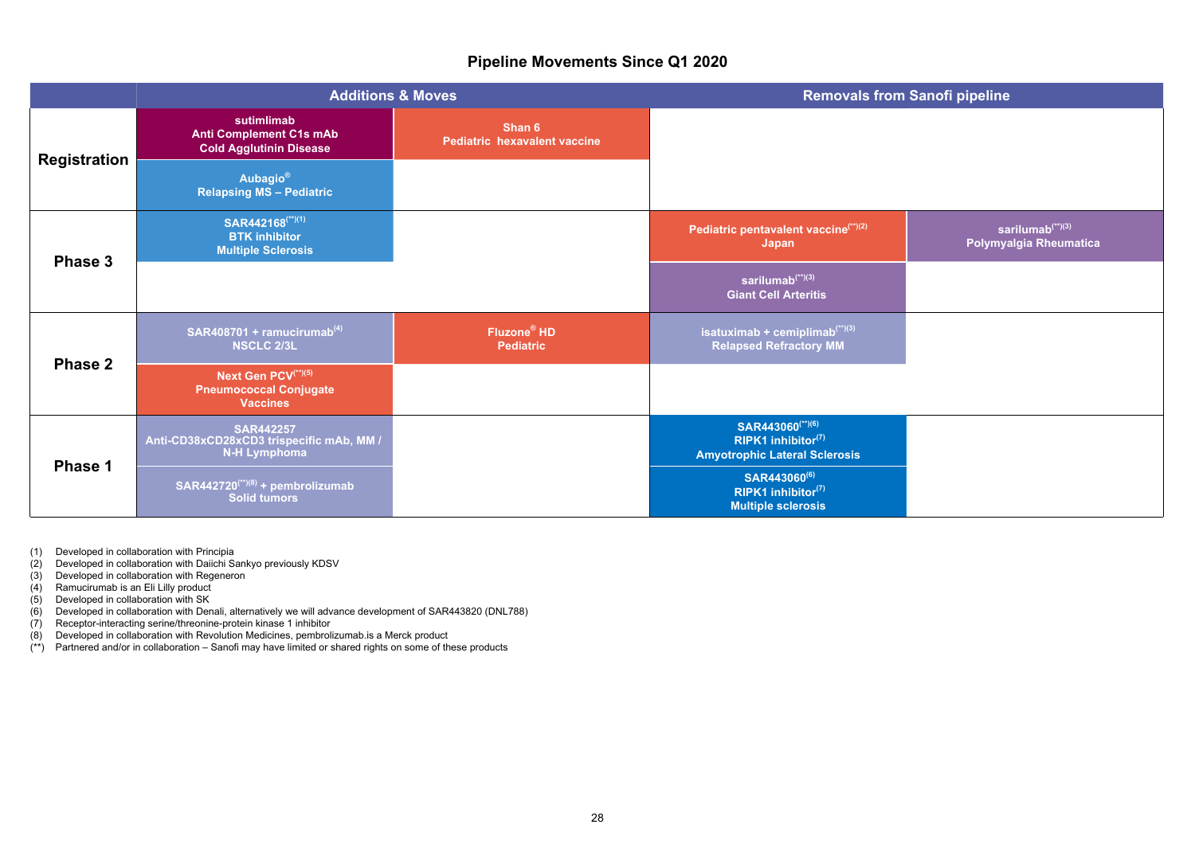## Pipeline Movements Since Q1 2020

| | Additions & Moves | | Removals from Sanofi pipeline | |
|---|---|---|---|---|
| **Registration** | **sutimlimab** Anti Complement C1s mAb Cold Agglutinin Disease | **Shan 6** Pediatric hexavalent vaccine | | |
| | **Aubagio®** Relapsing MS – Pediatric | | | |
| **Phase 3** | **SAR442168**(**)(1) BTK inhibitor Multiple Sclerosis | | **Pediatric pentavalent vaccine**(**)(2) Japan | **sarilumab**(**)(3) Polymyalgia Rheumatica |
| | | | **sarilumab**(**)(3) Giant Cell Arteritis | |
| **Phase 2** | **SAR408701 + ramucirumab**(4) NSCLC 2/3L | **Fluzone® HD** Pediatric | **isatuximab + cemiplimab**(**)(3) Relapsed Refractory MM | |
| | **Next Gen PCV**(**)(5) Pneumococcal Conjugate Vaccines | | | |
| **Phase 1** | **SAR442257** Anti-CD38xCD28xCD3 trispecific mAb, MM / N-H Lymphoma | | **SAR443060**(**)(6) RIPK1 inhibitor(7) Amyotrophic Lateral Sclerosis | |
| | **SAR442720**(**)(8) **+ pembrolizumab** Solid tumors | | **SAR443060**(6) RIPK1 inhibitor(7) Multiple sclerosis | |

(1) Developed in collaboration with Principia
(2) Developed in collaboration with Daiichi Sankyo previously KDSV
(3) Developed in collaboration with Regeneron
(4) Ramucirumab is an Eli Lilly product
(5) Developed in collaboration with SK
(6) Developed in collaboration with Denali, alternatively we will advance development of SAR443820 (DNL788)
(7) Receptor-interacting serine/threonine-protein kinase 1 inhibitor
(8) Developed in collaboration with Revolution Medicines, pembrolizumab.is a Merck product
(**) Partnered and/or in collaboration – Sanofi may have limited or shared rights on some of these products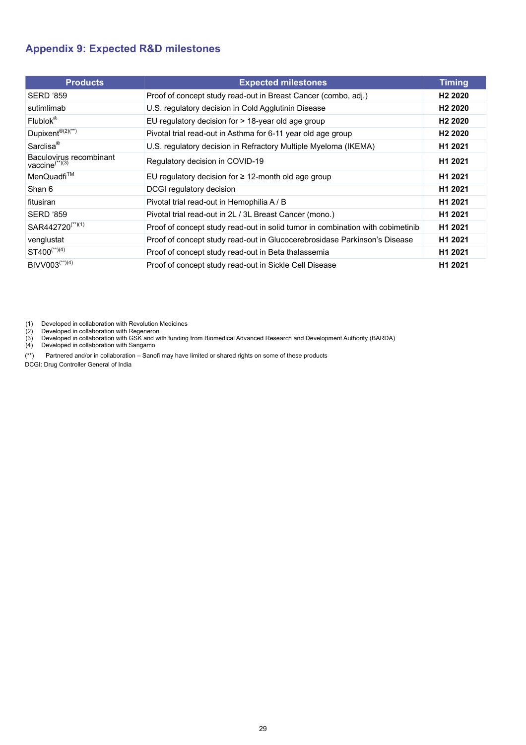## Appendix 9: Expected R&D milestones

| Products | Expected milestones | Timing |
|---|---|---|
| SERD '859 | Proof of concept study read-out in Breast Cancer (combo, adj.) | **H2 2020** |
| sutimlimab | U.S. regulatory decision in Cold Agglutinin Disease | **H2 2020** |
| Flublok® | EU regulatory decision for > 18-year old age group | **H2 2020** |
| Dupixent®(2)(**) | Pivotal trial read-out in Asthma for 6-11 year old age group | **H2 2020** |
| Sarclisa® | U.S. regulatory decision in Refractory Multiple Myeloma (IKEMA) | **H1 2021** |
| Baculovirus recombinant vaccine(**)(3) | Regulatory decision in COVID-19 | **H1 2021** |
| MenQuadfi™ | EU regulatory decision for ≥ 12-month old age group | **H1 2021** |
| Shan 6 | DCGI regulatory decision | **H1 2021** |
| fitusiran | Pivotal trial read-out in Hemophilia A / B | **H1 2021** |
| SERD '859 | Pivotal trial read-out in 2L / 3L Breast Cancer (mono.) | **H1 2021** |
| SAR442720(**)(1) | Proof of concept study read-out in solid tumor in combination with cobimetinib | **H1 2021** |
| venglustat | Proof of concept study read-out in Glucocerebrosidase Parkinson's Disease | **H1 2021** |
| ST400(**)(4) | Proof of concept study read-out in Beta thalassemia | **H1 2021** |
| BIVV003(**)(4) | Proof of concept study read-out in Sickle Cell Disease | **H1 2021** |

(1) Developed in collaboration with Revolution Medicines
(2) Developed in collaboration with Regeneron
(3) Developed in collaboration with GSK and with funding from Biomedical Advanced Research and Development Authority (BARDA)
(4) Developed in collaboration with Sangamo

(**) Partnered and/or in collaboration – Sanofi may have limited or shared rights on some of these products
DCGI: Drug Controller General of India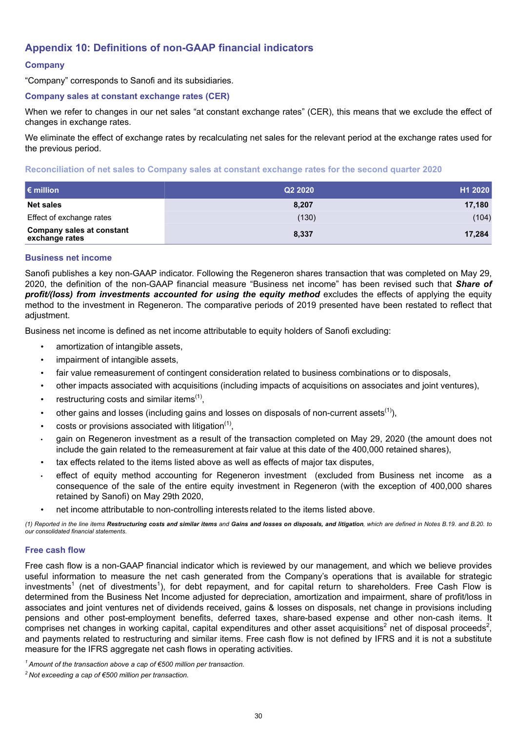## Appendix 10: Definitions of non-GAAP financial indicators

### Company

"Company" corresponds to Sanofi and its subsidiaries.

### Company sales at constant exchange rates (CER)

When we refer to changes in our net sales "at constant exchange rates" (CER), this means that we exclude the effect of changes in exchange rates.

We eliminate the effect of exchange rates by recalculating net sales for the relevant period at the exchange rates used for the previous period.

#### Reconciliation of net sales to Company sales at constant exchange rates for the second quarter 2020

| € million | Q2 2020 | H1 2020 |
|---|---|---|
| **Net sales** | **8,207** | **17,180** |
| Effect of exchange rates | (130) | (104) |
| **Company sales at constant exchange rates** | **8,337** | **17,284** |

### Business net income

Sanofi publishes a key non-GAAP indicator. Following the Regeneron shares transaction that was completed on May 29, 2020, the definition of the non-GAAP financial measure "Business net income" has been revised such that ***Share of profit/(loss) from investments accounted for using the equity method*** excludes the effects of applying the equity method to the investment in Regeneron. The comparative periods of 2019 presented have been restated to reflect that adjustment.

Business net income is defined as net income attributable to equity holders of Sanofi excluding:

- amortization of intangible assets,
- impairment of intangible assets,
- fair value remeasurement of contingent consideration related to business combinations or to disposals,
- other impacts associated with acquisitions (including impacts of acquisitions on associates and joint ventures),
- restructuring costs and similar items[(1)],
- other gains and losses (including gains and losses on disposals of non-current assets[(1)]),
- costs or provisions associated with litigation[(1)],
- gain on Regeneron investment as a result of the transaction completed on May 29, 2020 (the amount does not include the gain related to the remeasurement at fair value at this date of the 400,000 retained shares),
- tax effects related to the items listed above as well as effects of major tax disputes,
- effect of equity method accounting for Regeneron investment (excluded from Business net income as a consequence of the sale of the entire equity investment in Regeneron (with the exception of 400,000 shares retained by Sanofi) on May 29th 2020,
- net income attributable to non-controlling interests related to the items listed above.

*(1) Reported in the line items **Restructuring costs and similar items** and **Gains and losses on disposals, and litigation**, which are defined in Notes B.19. and B.20. to our consolidated financial statements.*

### Free cash flow

Free cash flow is a non-GAAP financial indicator which is reviewed by our management, and which we believe provides useful information to measure the net cash generated from the Company's operations that is available for strategic investments[1] (net of divestments[1]), for debt repayment, and for capital return to shareholders. Free Cash Flow is determined from the Business Net Income adjusted for depreciation, amortization and impairment, share of profit/loss in associates and joint ventures net of dividends received, gains & losses on disposals, net change in provisions including pensions and other post-employment benefits, deferred taxes, share-based expense and other non-cash items. It comprises net changes in working capital, capital expenditures and other asset acquisitions[2] net of disposal proceeds[2], and payments related to restructuring and similar items. Free cash flow is not defined by IFRS and it is not a substitute measure for the IFRS aggregate net cash flows in operating activities.

*[1] Amount of the transaction above a cap of €500 million per transaction.*

*[2] Not exceeding a cap of €500 million per transaction.*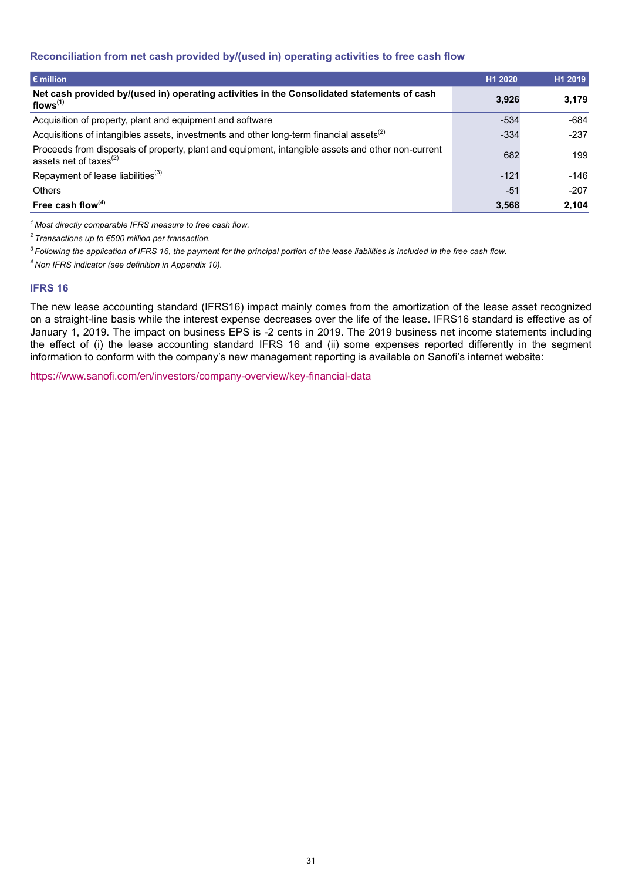### Reconciliation from net cash provided by/(used in) operating activities to free cash flow

| € million | H1 2020 | H1 2019 |
|---|---|---|
| **Net cash provided by/(used in) operating activities in the Consolidated statements of cash flows[(1)]** | **3,926** | **3,179** |
| Acquisition of property, plant and equipment and software | -534 | -684 |
| Acquisitions of intangibles assets, investments and other long-term financial assets[(2)] | -334 | -237 |
| Proceeds from disposals of property, plant and equipment, intangible assets and other non-current assets net of taxes[(2)] | 682 | 199 |
| Repayment of lease liabilities[(3)] | -121 | -146 |
| Others | -51 | -207 |
| **Free cash flow[(4)]** | **3,568** | **2,104** |

*[1] Most directly comparable IFRS measure to free cash flow.*

*[2] Transactions up to €500 million per transaction.*

*[3] Following the application of IFRS 16, the payment for the principal portion of the lease liabilities is included in the free cash flow.*

*[4] Non IFRS indicator (see definition in Appendix 10).*

### IFRS 16

The new lease accounting standard (IFRS16) impact mainly comes from the amortization of the lease asset recognized on a straight-line basis while the interest expense decreases over the life of the lease. IFRS16 standard is effective as of January 1, 2019. The impact on business EPS is -2 cents in 2019. The 2019 business net income statements including the effect of (i) the lease accounting standard IFRS 16 and (ii) some expenses reported differently in the segment information to conform with the company's new management reporting is available on Sanofi's internet website:

https://www.sanofi.com/en/investors/company-overview/key-financial-data